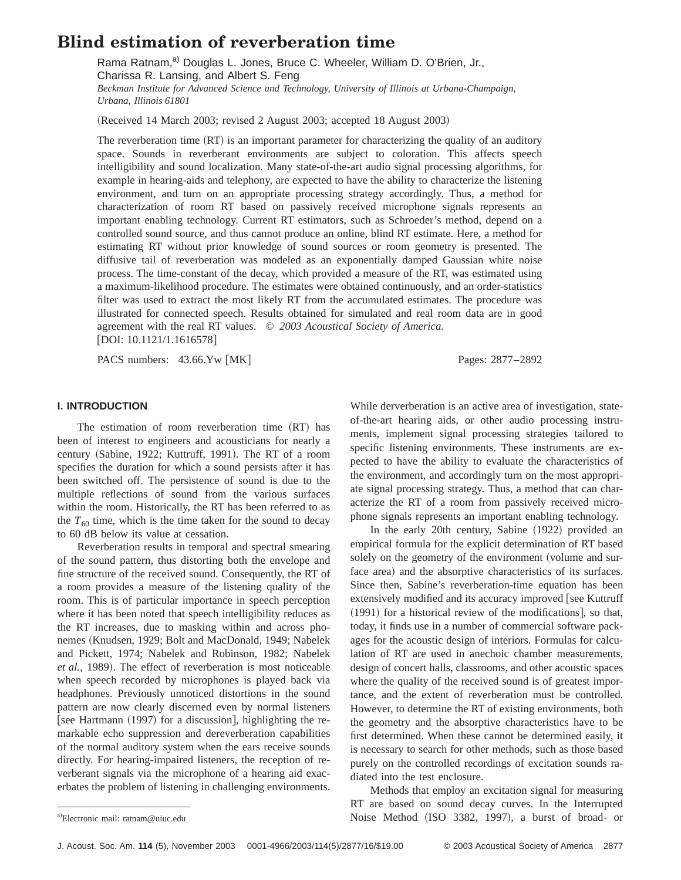# Blind estimation of reverberation time

Rama Ratnam,[a] Douglas L. Jones, Bruce C. Wheeler, William D. O'Brien, Jr., Charissa R. Lansing, and Albert S. Feng

*Beckman Institute for Advanced Science and Technology, University of Illinois at Urbana-Champaign, Urbana, Illinois 61801*

(Received 14 March 2003; revised 2 August 2003; accepted 18 August 2003)

The reverberation time (RT) is an important parameter for characterizing the quality of an auditory space. Sounds in reverberant environments are subject to coloration. This affects speech intelligibility and sound localization. Many state-of-the-art audio signal processing algorithms, for example in hearing-aids and telephony, are expected to have the ability to characterize the listening environment, and turn on an appropriate processing strategy accordingly. Thus, a method for characterization of room RT based on passively received microphone signals represents an important enabling technology. Current RT estimators, such as Schroeder's method, depend on a controlled sound source, and thus cannot produce an online, blind RT estimate. Here, a method for estimating RT without prior knowledge of sound sources or room geometry is presented. The diffusive tail of reverberation was modeled as an exponentially damped Gaussian white noise process. The time-constant of the decay, which provided a measure of the RT, was estimated using a maximum-likelihood procedure. The estimates were obtained continuously, and an order-statistics filter was used to extract the most likely RT from the accumulated estimates. The procedure was illustrated for connected speech. Results obtained for simulated and real room data are in good agreement with the real RT values. © *2003 Acoustical Society of America.* [DOI: 10.1121/1.1616578]

PACS numbers: 43.66.Yw [MK]

## I. INTRODUCTION

The estimation of room reverberation time (RT) has been of interest to engineers and acousticians for nearly a century (Sabine, 1922; Kuttruff, 1991). The RT of a room specifies the duration for which a sound persists after it has been switched off. The persistence of sound is due to the multiple reflections of sound from the various surfaces within the room. Historically, the RT has been referred to as the $T_{60}$ time, which is the time taken for the sound to decay to 60 dB below its value at cessation.

Reverberation results in temporal and spectral smearing of the sound pattern, thus distorting both the envelope and fine structure of the received sound. Consequently, the RT of a room provides a measure of the listening quality of the room. This is of particular importance in speech perception where it has been noted that speech intelligibility reduces as the RT increases, due to masking within and across phonemes (Knudsen, 1929; Bolt and MacDonald, 1949; Nabelek and Pickett, 1974; Nabelek and Robinson, 1982; Nabelek *et al.*, 1989). The effect of reverberation is most noticeable when speech recorded by microphones is played back via headphones. Previously unnoticed distortions in the sound pattern are now clearly discerned even by normal listeners [see Hartmann (1997) for a discussion], highlighting the remarkable echo suppression and dereverberation capabilities of the normal auditory system when the ears receive sounds directly. For hearing-impaired listeners, the reception of reverberant signals via the microphone of a hearing aid exacerbates the problem of listening in challenging environments. While derverberation is an active area of investigation, state-of-the-art hearing aids, or other audio processing instruments, implement signal processing strategies tailored to specific listening environments. These instruments are expected to have the ability to evaluate the characteristics of the environment, and accordingly turn on the most appropriate signal processing strategy. Thus, a method that can characterize the RT of a room from passively received microphone signals represents an important enabling technology.

In the early 20th century, Sabine (1922) provided an empirical formula for the explicit determination of RT based solely on the geometry of the environment (volume and surface area) and the absorptive characteristics of its surfaces. Since then, Sabine's reverberation-time equation has been extensively modified and its accuracy improved [see Kuttruff (1991) for a historical review of the modifications], so that, today, it finds use in a number of commercial software packages for the acoustic design of interiors. Formulas for calculation of RT are used in anechoic chamber measurements, design of concert halls, classrooms, and other acoustic spaces where the quality of the received sound is of greatest importance, and the extent of reverberation must be controlled. However, to determine the RT of existing environments, both the geometry and the absorptive characteristics have to be first determined. When these cannot be determined easily, it is necessary to search for other methods, such as those based purely on the controlled recordings of excitation sounds radiated into the test enclosure.

Methods that employ an excitation signal for measuring RT are based on sound decay curves. In the Interrupted Noise Method (ISO 3382, 1997), a burst of broad- or

[a]Electronic mail: ratnam@uiuc.edu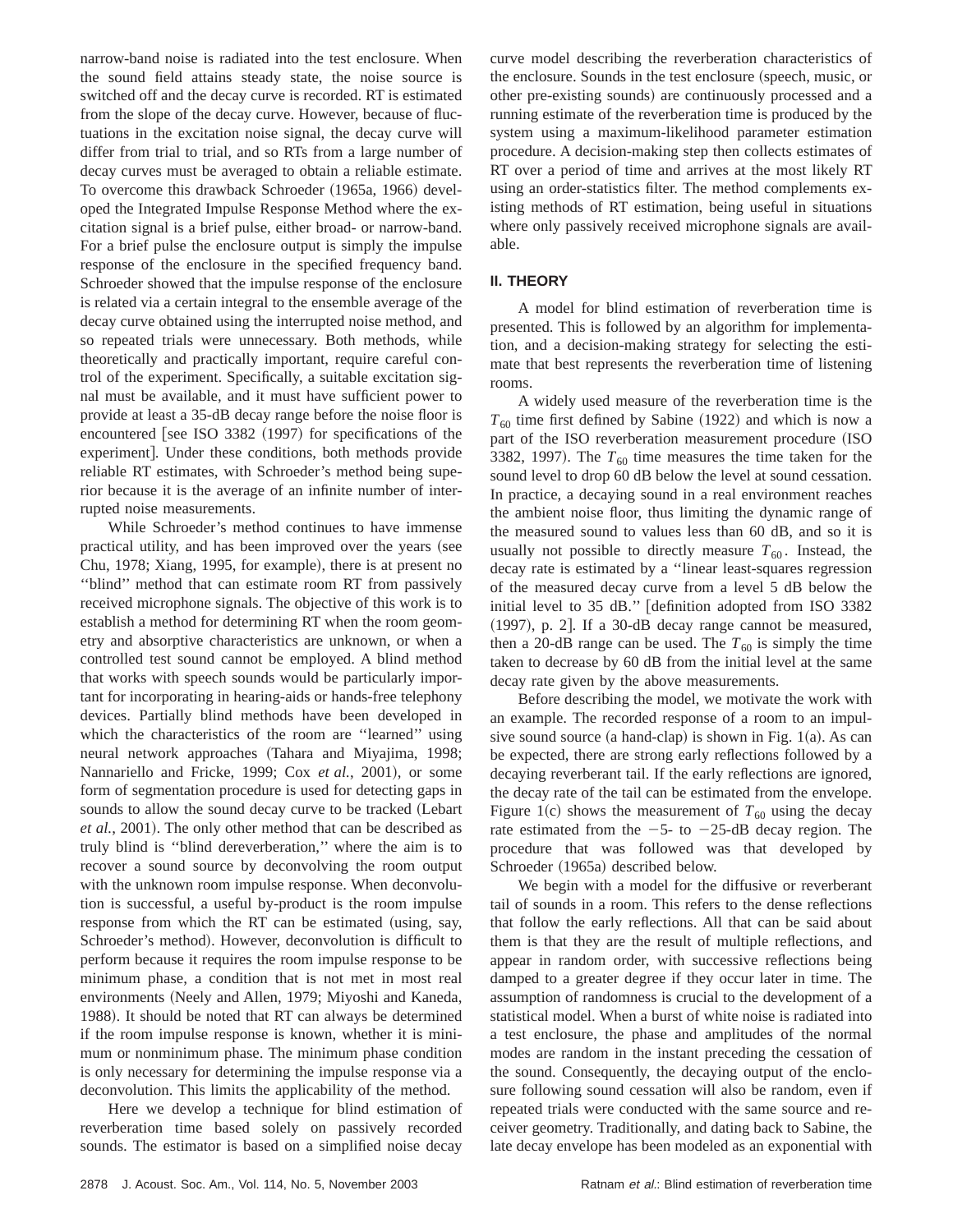narrow-band noise is radiated into the test enclosure. When the sound field attains steady state, the noise source is switched off and the decay curve is recorded. RT is estimated from the slope of the decay curve. However, because of fluctuations in the excitation noise signal, the decay curve will differ from trial to trial, and so RTs from a large number of decay curves must be averaged to obtain a reliable estimate. To overcome this drawback Schroeder (1965a, 1966) developed the Integrated Impulse Response Method where the excitation signal is a brief pulse, either broad- or narrow-band. For a brief pulse the enclosure output is simply the impulse response of the enclosure in the specified frequency band. Schroeder showed that the impulse response of the enclosure is related via a certain integral to the ensemble average of the decay curve obtained using the interrupted noise method, and so repeated trials were unnecessary. Both methods, while theoretically and practically important, require careful control of the experiment. Specifically, a suitable excitation signal must be available, and it must have sufficient power to provide at least a 35-dB decay range before the noise floor is encountered [see ISO 3382 (1997) for specifications of the experiment]. Under these conditions, both methods provide reliable RT estimates, with Schroeder's method being superior because it is the average of an infinite number of interrupted noise measurements.

While Schroeder's method continues to have immense practical utility, and has been improved over the years (see Chu, 1978; Xiang, 1995, for example), there is at present no "blind" method that can estimate room RT from passively received microphone signals. The objective of this work is to establish a method for determining RT when the room geometry and absorptive characteristics are unknown, or when a controlled test sound cannot be employed. A blind method that works with speech sounds would be particularly important for incorporating in hearing-aids or hands-free telephony devices. Partially blind methods have been developed in which the characteristics of the room are "learned" using neural network approaches (Tahara and Miyajima, 1998; Nannariello and Fricke, 1999; Cox *et al.*, 2001), or some form of segmentation procedure is used for detecting gaps in sounds to allow the sound decay curve to be tracked (Lebart *et al.*, 2001). The only other method that can be described as truly blind is "blind dereverberation," where the aim is to recover a sound source by deconvolving the room output with the unknown room impulse response. When deconvolution is successful, a useful by-product is the room impulse response from which the RT can be estimated (using, say, Schroeder's method). However, deconvolution is difficult to perform because it requires the room impulse response to be minimum phase, a condition that is not met in most real environments (Neely and Allen, 1979; Miyoshi and Kaneda, 1988). It should be noted that RT can always be determined if the room impulse response is known, whether it is minimum or nonminimum phase. The minimum phase condition is only necessary for determining the impulse response via a deconvolution. This limits the applicability of the method.

Here we develop a technique for blind estimation of reverberation time based solely on passively recorded sounds. The estimator is based on a simplified noise decay curve model describing the reverberation characteristics of the enclosure. Sounds in the test enclosure (speech, music, or other pre-existing sounds) are continuously processed and a running estimate of the reverberation time is produced by the system using a maximum-likelihood parameter estimation procedure. A decision-making step then collects estimates of RT over a period of time and arrives at the most likely RT using an order-statistics filter. The method complements existing methods of RT estimation, being useful in situations where only passively received microphone signals are available.

## II. THEORY

A model for blind estimation of reverberation time is presented. This is followed by an algorithm for implementation, and a decision-making strategy for selecting the estimate that best represents the reverberation time of listening rooms.

A widely used measure of the reverberation time is the $T_{60}$ time first defined by Sabine (1922) and which is now a part of the ISO reverberation measurement procedure (ISO 3382, 1997). The $T_{60}$ time measures the time taken for the sound level to drop 60 dB below the level at sound cessation. In practice, a decaying sound in a real environment reaches the ambient noise floor, thus limiting the dynamic range of the measured sound to values less than 60 dB, and so it is usually not possible to directly measure $T_{60}$. Instead, the decay rate is estimated by a "linear least-squares regression of the measured decay curve from a level 5 dB below the initial level to 35 dB." [definition adopted from ISO 3382 (1997), p. 2]. If a 30-dB decay range cannot be measured, then a 20-dB range can be used. The $T_{60}$ is simply the time taken to decrease by 60 dB from the initial level at the same decay rate given by the above measurements.

Before describing the model, we motivate the work with an example. The recorded response of a room to an impulsive sound source (a hand-clap) is shown in Fig. 1(a). As can be expected, there are strong early reflections followed by a decaying reverberant tail. If the early reflections are ignored, the decay rate of the tail can be estimated from the envelope. Figure 1(c) shows the measurement of $T_{60}$ using the decay rate estimated from the $-5$- to $-25$-dB decay region. The procedure that was followed was that developed by Schroeder (1965a) described below.

We begin with a model for the diffusive or reverberant tail of sounds in a room. This refers to the dense reflections that follow the early reflections. All that can be said about them is that they are the result of multiple reflections, and appear in random order, with successive reflections being damped to a greater degree if they occur later in time. The assumption of randomness is crucial to the development of a statistical model. When a burst of white noise is radiated into a test enclosure, the phase and amplitudes of the normal modes are random in the instant preceding the cessation of the sound. Consequently, the decaying output of the enclosure following sound cessation will also be random, even if repeated trials were conducted with the same source and receiver geometry. Traditionally, and dating back to Sabine, the late decay envelope has been modeled as an exponential with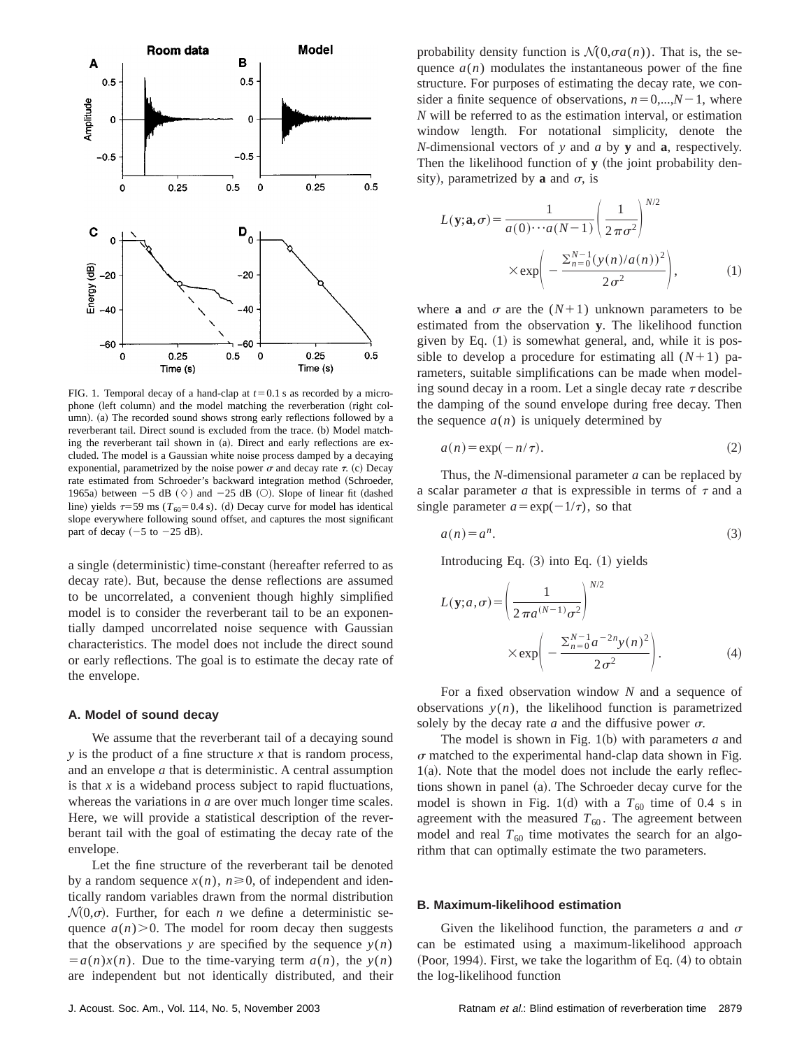FIG. 1. Temporal decay of a hand-clap at $t=0.1$ s as recorded by a microphone (left column) and the model matching the reverberation (right column). (a) The recorded sound shows strong early reflections followed by a reverberant tail. Direct sound is excluded from the trace. (b) Model matching the reverberant tail shown in (a). Direct and early reflections are excluded. The model is a Gaussian white noise process damped by a decaying exponential, parametrized by the noise power $\sigma$ and decay rate $\tau$. (c) Decay rate estimated from Schroeder's backward integration method (Schroeder, 1965a) between $-5$ dB ($\diamond$) and $-25$ dB ($\bigcirc$). Slope of linear fit (dashed line) yields $\tau=59$ ms ($T_{60}=0.4$ s). (d) Decay curve for model has identical slope everywhere following sound offset, and captures the most significant part of decay ($-5$ to $-25$ dB).

a single (deterministic) time-constant (hereafter referred to as decay rate). But, because the dense reflections are assumed to be uncorrelated, a convenient though highly simplified model is to consider the reverberant tail to be an exponentially damped uncorrelated noise sequence with Gaussian characteristics. The model does not include the direct sound or early reflections. The goal is to estimate the decay rate of the envelope.

### A. Model of sound decay

We assume that the reverberant tail of a decaying sound $y$ is the product of a fine structure $x$ that is random process, and an envelope $a$ that is deterministic. A central assumption is that $x$ is a wideband process subject to rapid fluctuations, whereas the variations in $a$ are over much longer time scales. Here, we will provide a statistical description of the reverberant tail with the goal of estimating the decay rate of the envelope.

Let the fine structure of the reverberant tail be denoted by a random sequence $x(n)$, $n \geq 0$, of independent and identically random variables drawn from the normal distribution $\mathcal{N}(0,\sigma)$. Further, for each $n$ we define a deterministic sequence $a(n)>0$. The model for room decay then suggests that the observations $y$ are specified by the sequence $y(n) = a(n)x(n)$. Due to the time-varying term $a(n)$, the $y(n)$ are independent but not identically distributed, and their probability density function is $\mathcal{N}(0,\sigma a(n))$. That is, the sequence $a(n)$ modulates the instantaneous power of the fine structure. For purposes of estimating the decay rate, we consider a finite sequence of observations, $n=0,...,N-1$, where $N$ will be referred to as the estimation interval, or estimation window length. For notational simplicity, denote the $N$-dimensional vectors of $y$ and $a$ by $\mathbf{y}$ and $\mathbf{a}$, respectively. Then the likelihood function of $\mathbf{y}$ (the joint probability density), parametrized by $\mathbf{a}$ and $\sigma$, is

$$L(\mathbf{y};\mathbf{a},\sigma)=\frac{1}{a(0)\cdots a(N-1)}\left(\frac{1}{2\pi\sigma^2}\right)^{N/2} \times \exp\left(-\frac{\sum_{n=0}^{N-1}(y(n)/a(n))^2}{2\sigma^2}\right), \tag{1}$$

where $\mathbf{a}$ and $\sigma$ are the $(N+1)$ unknown parameters to be estimated from the observation $\mathbf{y}$. The likelihood function given by Eq. (1) is somewhat general, and, while it is possible to develop a procedure for estimating all $(N+1)$ parameters, suitable simplifications can be made when modeling sound decay in a room. Let a single decay rate $\tau$ describe the damping of the sound envelope during free decay. Then the sequence $a(n)$ is uniquely determined by

$$a(n)=\exp(-n/\tau). \tag{2}$$

Thus, the $N$-dimensional parameter $a$ can be replaced by a scalar parameter $a$ that is expressible in terms of $\tau$ and a single parameter $a=\exp(-1/\tau)$, so that

$$a(n)=a^n. \tag{3}$$

Introducing Eq. (3) into Eq. (1) yields

$$L(\mathbf{y};a,\sigma)=\left(\frac{1}{2\pi a^{(N-1)}\sigma^2}\right)^{N/2} \times \exp\left(-\frac{\sum_{n=0}^{N-1}a^{-2n}y(n)^2}{2\sigma^2}\right). \tag{4}$$

For a fixed observation window $N$ and a sequence of observations $y(n)$, the likelihood function is parametrized solely by the decay rate $a$ and the diffusive power $\sigma$.

The model is shown in Fig. 1(b) with parameters $a$ and $\sigma$ matched to the experimental hand-clap data shown in Fig. 1(a). Note that the model does not include the early reflections shown in panel (a). The Schroeder decay curve for the model is shown in Fig. 1(d) with a $T_{60}$ time of 0.4 s in agreement with the measured $T_{60}$. The agreement between model and real $T_{60}$ time motivates the search for an algorithm that can optimally estimate the two parameters.

### B. Maximum-likelihood estimation

Given the likelihood function, the parameters $a$ and $\sigma$ can be estimated using a maximum-likelihood approach (Poor, 1994). First, we take the logarithm of Eq. (4) to obtain the log-likelihood function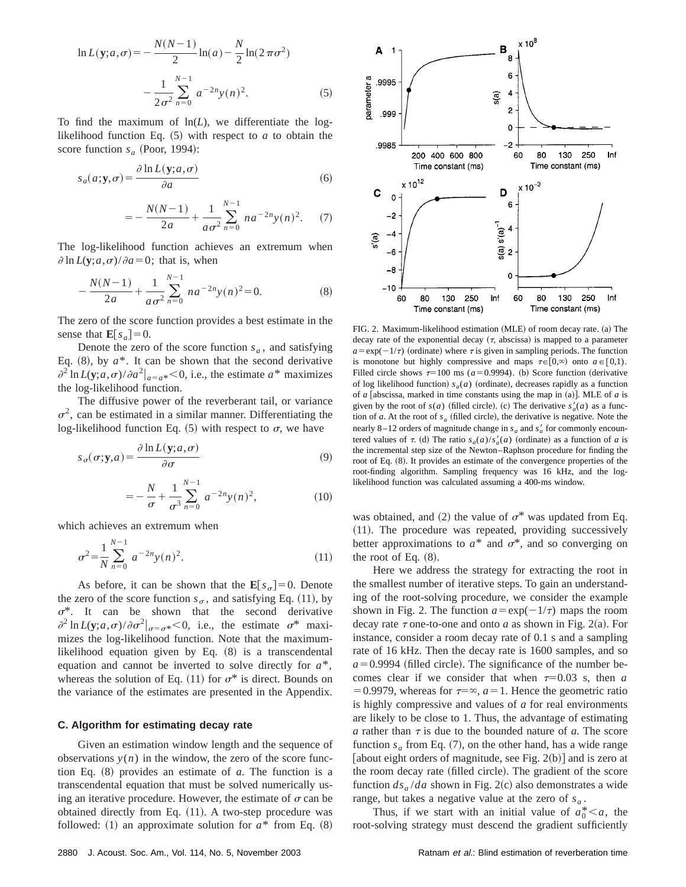$$\ln L(\mathbf{y};a,\sigma) = -\frac{N(N-1)}{2}\ln(a) - \frac{N}{2}\ln(2\pi\sigma^2) - \frac{1}{2\sigma^2}\sum_{n=0}^{N-1} a^{-2n}y(n)^2. \tag{5}$$

To find the maximum of $\ln(L)$, we differentiate the log-likelihood function Eq. (5) with respect to $a$ to obtain the score function $s_a$ (Poor, 1994):

$$s_a(a;\mathbf{y},\sigma) = \frac{\partial \ln L(\mathbf{y};a,\sigma)}{\partial a} \tag{6}$$

$$= -\frac{N(N-1)}{2a} + \frac{1}{a\sigma^2}\sum_{n=0}^{N-1} n a^{-2n}y(n)^2. \tag{7}$$

The log-likelihood function achieves an extremum when $\partial \ln L(\mathbf{y};a,\sigma)/\partial a = 0$; that is, when

$$-\frac{N(N-1)}{2a} + \frac{1}{a\sigma^2}\sum_{n=0}^{N-1} n a^{-2n}y(n)^2 = 0. \tag{8}$$

The zero of the score function provides a best estimate in the sense that $\mathbf{E}[s_a]=0$.

Denote the zero of the score function $s_a$, and satisfying Eq. (8), by $a^*$. It can be shown that the second derivative $\partial^2 \ln L(\mathbf{y};a,\sigma)/\partial a^2|_{a=a^*}<0$, i.e., the estimate $a^*$ maximizes the log-likelihood function.

The diffusive power of the reverberant tail, or variance $\sigma^2$, can be estimated in a similar manner. Differentiating the log-likelihood function Eq. (5) with respect to $\sigma$, we have

$$s_\sigma(\sigma;\mathbf{y},a) = \frac{\partial \ln L(\mathbf{y};a,\sigma)}{\partial \sigma} \tag{9}$$

$$= -\frac{N}{\sigma} + \frac{1}{\sigma^3}\sum_{n=0}^{N-1} a^{-2n}y(n)^2, \tag{10}$$

which achieves an extremum when

$$\sigma^2 = \frac{1}{N}\sum_{n=0}^{N-1} a^{-2n}y(n)^2. \tag{11}$$

As before, it can be shown that the $\mathbf{E}[s_\sigma]=0$. Denote the zero of the score function $s_\sigma$, and satisfying Eq. (11), by $\sigma^*$. It can be shown that the second derivative $\partial^2 \ln L(\mathbf{y};a,\sigma)/\partial \sigma^2|_{\sigma=\sigma^*}<0$, i.e., the estimate $\sigma^*$ maximizes the log-likelihood function. Note that the maximum-likelihood equation given by Eq. (8) is a transcendental equation and cannot be inverted to solve directly for $a^*$, whereas the solution of Eq. (11) for $\sigma^*$ is direct. Bounds on the variance of the estimates are presented in the Appendix.

### C. Algorithm for estimating decay rate

Given an estimation window length and the sequence of observations $y(n)$ in the window, the zero of the score function Eq. (8) provides an estimate of $a$. The function is a transcendental equation that must be solved numerically using an iterative procedure. However, the estimate of $\sigma$ can be obtained directly from Eq. (11). A two-step procedure was followed: (1) an approximate solution for $a^*$ from Eq. (8) was obtained, and (2) the value of $\sigma^*$ was updated from Eq. (11). The procedure was repeated, providing successively better approximations to $a^*$ and $\sigma^*$, and so converging on the root of Eq. (8).

FIG. 2. Maximum-likelihood estimation (MLE) of room decay rate. (a) The decay rate of the exponential decay ($\tau$, abscissa) is mapped to a parameter $a=\exp(-1/\tau)$ (ordinate) where $\tau$ is given in sampling periods. The function is monotone but highly compressive and maps $\tau\in[0,\infty)$ onto $a\in[0,1)$. Filled circle shows $\tau=100$ ms ($a=0.9994$). (b) Score function (derivative of log likelihood function) $s_a(a)$ (ordinate), decreases rapidly as a function of $a$ [abscissa, marked in time constants using the map in (a)]. MLE of $a$ is given by the root of $s(a)$ (filled circle). (c) The derivative $s_a'(a)$ as a function of $a$. At the root of $s_a$ (filled circle), the derivative is negative. Note the nearly 8–12 orders of magnitude change in $s_a$ and $s_a'$ for commonly encountered values of $\tau$. (d) The ratio $s_a(a)/s_a'(a)$ (ordinate) as a function of $a$ is the incremental step size of the Newton–Raphson procedure for finding the root of Eq. (8). It provides an estimate of the convergence properties of the root-finding algorithm. Sampling frequency was 16 kHz, and the log-likelihood function was calculated assuming a 400-ms window.

Here we address the strategy for extracting the root in the smallest number of iterative steps. To gain an understanding of the root-solving procedure, we consider the example shown in Fig. 2. The function $a=\exp(-1/\tau)$ maps the room decay rate $\tau$ one-to-one and onto $a$ as shown in Fig. 2(a). For instance, consider a room decay rate of 0.1 s and a sampling rate of 16 kHz. Then the decay rate is 1600 samples, and so $a=0.9994$ (filled circle). The significance of the number becomes clear if we consider that when $\tau=0.03$ s, then $a=0.9979$, whereas for $\tau=\infty$, $a=1$. Hence the geometric ratio is highly compressive and values of $a$ for real environments are likely to be close to 1. Thus, the advantage of estimating $a$ rather than $\tau$ is due to the bounded nature of $a$. The score function $s_a$ from Eq. (7), on the other hand, has a wide range [about eight orders of magnitude, see Fig. 2(b)] and is zero at the room decay rate (filled circle). The gradient of the score function $ds_a/da$ shown in Fig. 2(c) also demonstrates a wide range, but takes a negative value at the zero of $s_a$.

Thus, if we start with an initial value of $a_0^*<a$, the root-solving strategy must descend the gradient sufficiently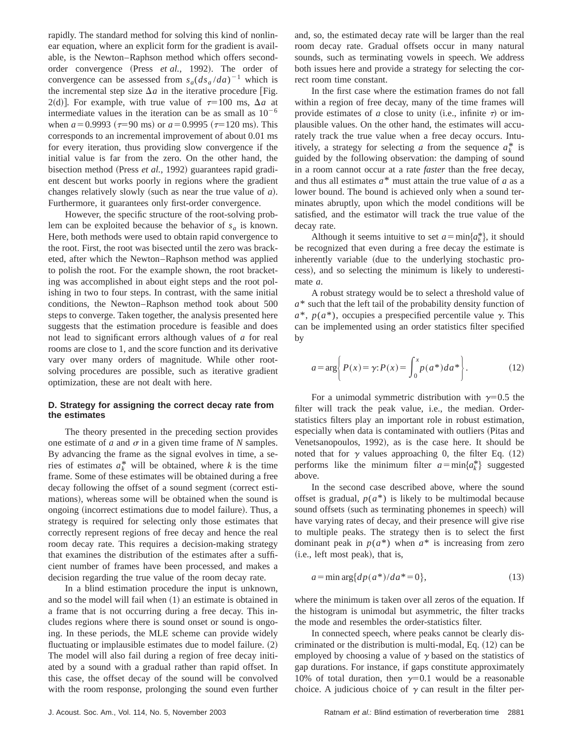rapidly. The standard method for solving this kind of nonlinear equation, where an explicit form for the gradient is available, is the Newton–Raphson method which offers second-order convergence (Press *et al.*, 1992). The order of convergence can be assessed from $s_a(ds_a/da)^{-1}$ which is the incremental step size $\Delta a$ in the iterative procedure [Fig. 2(d)]. For example, with true value of $\tau$=100 ms, $\Delta a$ at intermediate values in the iteration can be as small as $10^{-6}$ when $a$=0.9993 ($\tau$=90 ms) or $a$=0.9995 ($\tau$=120 ms). This corresponds to an incremental improvement of about 0.01 ms for every iteration, thus providing slow convergence if the initial value is far from the zero. On the other hand, the bisection method (Press *et al.*, 1992) guarantees rapid gradient descent but works poorly in regions where the gradient changes relatively slowly (such as near the true value of $a$). Furthermore, it guarantees only first-order convergence.

However, the specific structure of the root-solving problem can be exploited because the behavior of $s_a$ is known. Here, both methods were used to obtain rapid convergence to the root. First, the root was bisected until the zero was bracketed, after which the Newton–Raphson method was applied to polish the root. For the example shown, the root bracketing was accomplished in about eight steps and the root polishing in two to four steps. In contrast, with the same initial conditions, the Newton–Raphson method took about 500 steps to converge. Taken together, the analysis presented here suggests that the estimation procedure is feasible and does not lead to significant errors although values of $a$ for real rooms are close to 1, and the score function and its derivative vary over many orders of magnitude. While other root-solving procedures are possible, such as iterative gradient optimization, these are not dealt with here.

### D. Strategy for assigning the correct decay rate from the estimates

The theory presented in the preceding section provides one estimate of $a$ and $\sigma$ in a given time frame of $N$ samples. By advancing the frame as the signal evolves in time, a series of estimates $a_k^*$ will be obtained, where $k$ is the time frame. Some of these estimates will be obtained during a free decay following the offset of a sound segment (correct estimations), whereas some will be obtained when the sound is ongoing (incorrect estimations due to model failure). Thus, a strategy is required for selecting only those estimates that correctly represent regions of free decay and hence the real room decay rate. This requires a decision-making strategy that examines the distribution of the estimates after a sufficient number of frames have been processed, and makes a decision regarding the true value of the room decay rate.

In a blind estimation procedure the input is unknown, and so the model will fail when (1) an estimate is obtained in a frame that is not occurring during a free decay. This includes regions where there is sound onset or sound is ongoing. In these periods, the MLE scheme can provide widely fluctuating or implausible estimates due to model failure. (2) The model will also fail during a region of free decay initiated by a sound with a gradual rather than rapid offset. In this case, the offset decay of the sound will be convolved with the room response, prolonging the sound even further and, so, the estimated decay rate will be larger than the real room decay rate. Gradual offsets occur in many natural sounds, such as terminating vowels in speech. We address both issues here and provide a strategy for selecting the correct room time constant.

In the first case where the estimation frames do not fall within a region of free decay, many of the time frames will provide estimates of $a$ close to unity (i.e., infinite $\tau$) or implausible values. On the other hand, the estimates will accurately track the true value when a free decay occurs. Intuitively, a strategy for selecting $a$ from the sequence $a_k^*$ is guided by the following observation: the damping of sound in a room cannot occur at a rate *faster* than the free decay, and thus all estimates $a^*$ must attain the true value of $a$ as a lower bound. The bound is achieved only when a sound terminates abruptly, upon which the model conditions will be satisfied, and the estimator will track the true value of the decay rate.

Although it seems intuitive to set $a = \min\{a_k^*\}$, it should be recognized that even during a free decay the estimate is inherently variable (due to the underlying stochastic process), and so selecting the minimum is likely to underestimate $a$.

A robust strategy would be to select a threshold value of $a^*$ such that the left tail of the probability density function of $a^*$, $p(a^*)$, occupies a prespecified percentile value $\gamma$. This can be implemented using an order statistics filter specified by

$$a = \arg\left\{ P(x) = \gamma : P(x) = \int_0^x p(a^*)\, da^* \right\}. \tag{12}$$

For a unimodal symmetric distribution with $\gamma$=0.5 the filter will track the peak value, i.e., the median. Order-statistics filters play an important role in robust estimation, especially when data is contaminated with outliers (Pitas and Venetsanopoulos, 1992), as is the case here. It should be noted that for $\gamma$ values approaching 0, the filter Eq. (12) performs like the minimum filter $a = \min\{a_k^*\}$ suggested above.

In the second case described above, where the sound offset is gradual, $p(a^*)$ is likely to be multimodal because sound offsets (such as terminating phonemes in speech) will have varying rates of decay, and their presence will give rise to multiple peaks. The strategy then is to select the first dominant peak in $p(a^*)$ when $a^*$ is increasing from zero (i.e., left most peak), that is,

$$a = \min \arg\{ dp(a^*)/da^* = 0 \}, \tag{13}$$

where the minimum is taken over all zeros of the equation. If the histogram is unimodal but asymmetric, the filter tracks the mode and resembles the order-statistics filter.

In connected speech, where peaks cannot be clearly discriminated or the distribution is multi-modal, Eq. (12) can be employed by choosing a value of $\gamma$ based on the statistics of gap durations. For instance, if gaps constitute approximately 10% of total duration, then $\gamma$=0.1 would be a reasonable choice. A judicious choice of $\gamma$ can result in the filter per-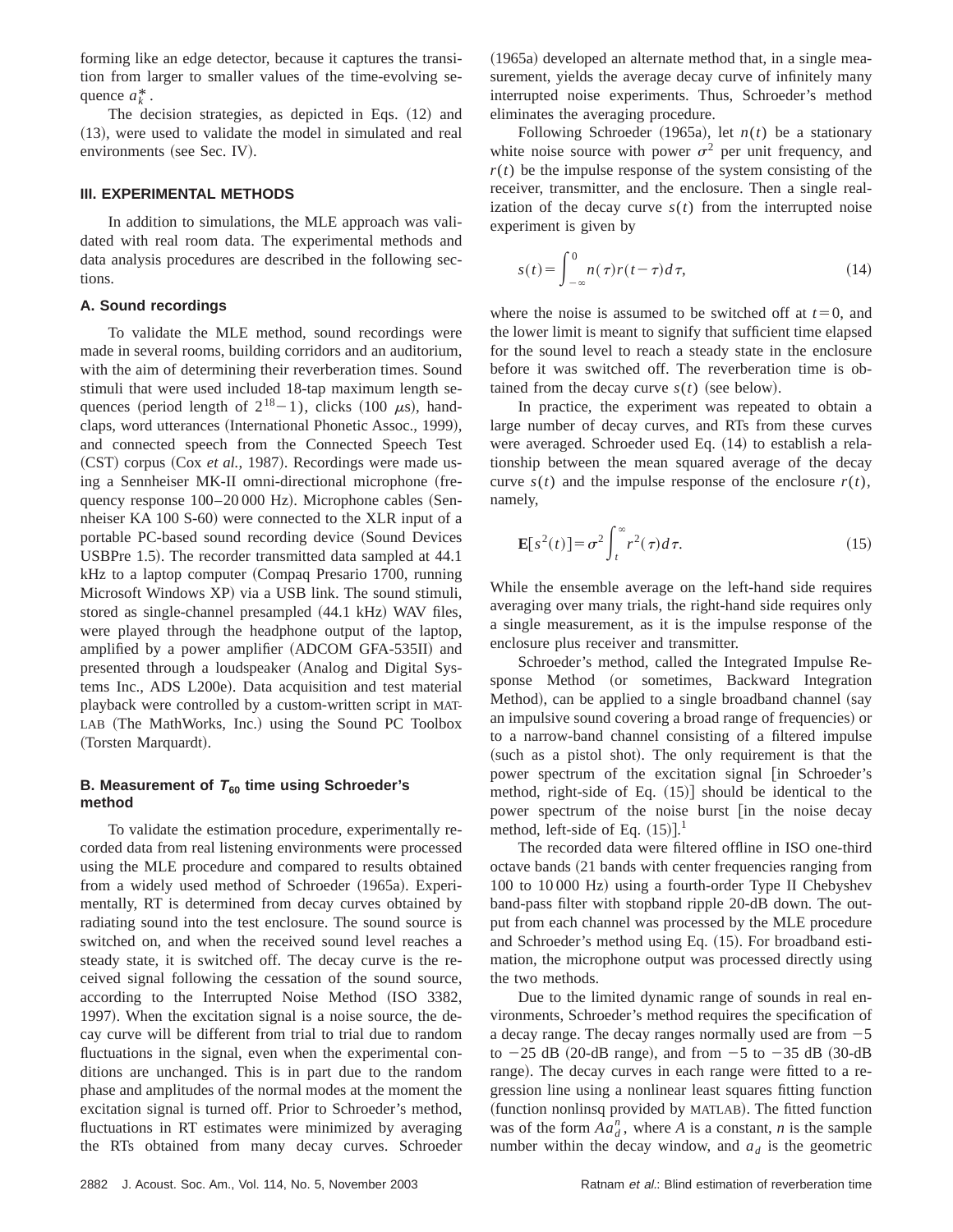forming like an edge detector, because it captures the transition from larger to smaller values of the time-evolving sequence $a_k^*$.

The decision strategies, as depicted in Eqs. (12) and (13), were used to validate the model in simulated and real environments (see Sec. IV).

## III. EXPERIMENTAL METHODS

In addition to simulations, the MLE approach was validated with real room data. The experimental methods and data analysis procedures are described in the following sections.

### A. Sound recordings

To validate the MLE method, sound recordings were made in several rooms, building corridors and an auditorium, with the aim of determining their reverberation times. Sound stimuli that were used included 18-tap maximum length sequences (period length of $2^{18}-1$), clicks (100 $\mu$s), handclaps, word utterances (International Phonetic Assoc., 1999), and connected speech from the Connected Speech Test (CST) corpus (Cox *et al.*, 1987). Recordings were made using a Sennheiser MK-II omni-directional microphone (frequency response 100–20 000 Hz). Microphone cables (Sennheiser KA 100 S-60) were connected to the XLR input of a portable PC-based sound recording device (Sound Devices USBPre 1.5). The recorder transmitted data sampled at 44.1 kHz to a laptop computer (Compaq Presario 1700, running Microsoft Windows XP) via a USB link. The sound stimuli, stored as single-channel presampled (44.1 kHz) WAV files, were played through the headphone output of the laptop, amplified by a power amplifier (ADCOM GFA-535II) and presented through a loudspeaker (Analog and Digital Systems Inc., ADS L200e). Data acquisition and test material playback were controlled by a custom-written script in MATLAB (The MathWorks, Inc.) using the Sound PC Toolbox (Torsten Marquardt).

### B. Measurement of $T_{60}$ time using Schroeder's method

To validate the estimation procedure, experimentally recorded data from real listening environments were processed using the MLE procedure and compared to results obtained from a widely used method of Schroeder (1965a). Experimentally, RT is determined from decay curves obtained by radiating sound into the test enclosure. The sound source is switched on, and when the received sound level reaches a steady state, it is switched off. The decay curve is the received signal following the cessation of the sound source, according to the Interrupted Noise Method (ISO 3382, 1997). When the excitation signal is a noise source, the decay curve will be different from trial to trial due to random fluctuations in the signal, even when the experimental conditions are unchanged. This is in part due to the random phase and amplitudes of the normal modes at the moment the excitation signal is turned off. Prior to Schroeder's method, fluctuations in RT estimates were minimized by averaging the RTs obtained from many decay curves. Schroeder (1965a) developed an alternate method that, in a single measurement, yields the average decay curve of infinitely many interrupted noise experiments. Thus, Schroeder's method eliminates the averaging procedure.

Following Schroeder (1965a), let $n(t)$ be a stationary white noise source with power $\sigma^2$ per unit frequency, and $r(t)$ be the impulse response of the system consisting of the receiver, transmitter, and the enclosure. Then a single realization of the decay curve $s(t)$ from the interrupted noise experiment is given by

$$s(t)=\int_{-\infty}^{0} n(\tau)r(t-\tau)d\tau, \tag{14}$$

where the noise is assumed to be switched off at $t=0$, and the lower limit is meant to signify that sufficient time elapsed for the sound level to reach a steady state in the enclosure before it was switched off. The reverberation time is obtained from the decay curve $s(t)$ (see below).

In practice, the experiment was repeated to obtain a large number of decay curves, and RTs from these curves were averaged. Schroeder used Eq. (14) to establish a relationship between the mean squared average of the decay curve $s(t)$ and the impulse response of the enclosure $r(t)$, namely,

$$\mathbf{E}[s^2(t)]=\sigma^2\int_{t}^{\infty} r^2(\tau)d\tau. \tag{15}$$

While the ensemble average on the left-hand side requires averaging over many trials, the right-hand side requires only a single measurement, as it is the impulse response of the enclosure plus receiver and transmitter.

Schroeder's method, called the Integrated Impulse Response Method (or sometimes, Backward Integration Method), can be applied to a single broadband channel (say an impulsive sound covering a broad range of frequencies) or to a narrow-band channel consisting of a filtered impulse (such as a pistol shot). The only requirement is that the power spectrum of the excitation signal [in Schroeder's method, right-side of Eq. (15)] should be identical to the power spectrum of the noise burst [in the noise decay method, left-side of Eq. (15)].[1]

The recorded data were filtered offline in ISO one-third octave bands (21 bands with center frequencies ranging from 100 to 10 000 Hz) using a fourth-order Type II Chebyshev band-pass filter with stopband ripple 20-dB down. The output from each channel was processed by the MLE procedure and Schroeder's method using Eq. (15). For broadband estimation, the microphone output was processed directly using the two methods.

Due to the limited dynamic range of sounds in real environments, Schroeder's method requires the specification of a decay range. The decay ranges normally used are from $-5$ to $-25$ dB (20-dB range), and from $-5$ to $-35$ dB (30-dB range). The decay curves in each range were fitted to a regression line using a nonlinear least squares fitting function (function nonlinsq provided by MATLAB). The fitted function was of the form $Aa_d^n$, where $A$ is a constant, $n$ is the sample number within the decay window, and $a_d$ is the geometric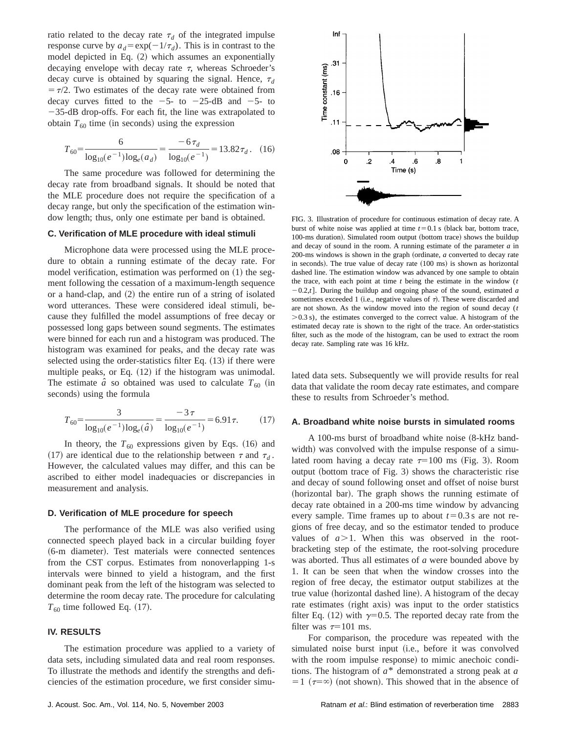ratio related to the decay rate $\tau_d$ of the integrated impulse response curve by $a_d = \exp(-1/\tau_d)$. This is in contrast to the model depicted in Eq. (2) which assumes an exponentially decaying envelope with decay rate $\tau$, whereas Schroeder's decay curve is obtained by squaring the signal. Hence, $\tau_d = \tau/2$. Two estimates of the decay rate were obtained from decay curves fitted to the −5- to −25-dB and −5- to −35-dB drop-offs. For each fit, the line was extrapolated to obtain $T_{60}$ time (in seconds) using the expression

$$T_{60} = \frac{6}{\log_{10}(e^{-1})\log_e(a_d)} = \frac{-6\tau_d}{\log_{10}(e^{-1})} = 13.82\tau_d. \quad (16)$$

The same procedure was followed for determining the decay rate from broadband signals. It should be noted that the MLE procedure does not require the specification of a decay range, but only the specification of the estimation window length; thus, only one estimate per band is obtained.

### C. Verification of MLE procedure with ideal stimuli

Microphone data were processed using the MLE procedure to obtain a running estimate of the decay rate. For model verification, estimation was performed on (1) the segment following the cessation of a maximum-length sequence or a hand-clap, and (2) the entire run of a string of isolated word utterances. These were considered ideal stimuli, because they fulfilled the model assumptions of free decay or possessed long gaps between sound segments. The estimates were binned for each run and a histogram was produced. The histogram was examined for peaks, and the decay rate was selected using the order-statistics filter Eq. (13) if there were multiple peaks, or Eq. (12) if the histogram was unimodal. The estimate $\hat{a}$ so obtained was used to calculate $T_{60}$ (in seconds) using the formula

$$T_{60} = \frac{3}{\log_{10}(e^{-1})\log_e(\hat{a})} = \frac{-3\tau}{\log_{10}(e^{-1})} = 6.91\tau. \quad (17)$$

In theory, the $T_{60}$ expressions given by Eqs. (16) and (17) are identical due to the relationship between $\tau$ and $\tau_d$. However, the calculated values may differ, and this can be ascribed to either model inadequacies or discrepancies in measurement and analysis.

### D. Verification of MLE procedure for speech

The performance of the MLE was also verified using connected speech played back in a circular building foyer (6-m diameter). Test materials were connected sentences from the CST corpus. Estimates from nonoverlapping 1-s intervals were binned to yield a histogram, and the first dominant peak from the left of the histogram was selected to determine the room decay rate. The procedure for calculating $T_{60}$ time followed Eq. (17).

## IV. RESULTS

The estimation procedure was applied to a variety of data sets, including simulated data and real room responses. To illustrate the methods and identify the strengths and deficiencies of the estimation procedure, we first consider simulated data sets. Subsequently we will provide results for real data that validate the room decay rate estimates, and compare these to results from Schroeder's method.

FIG. 3. Illustration of procedure for continuous estimation of decay rate. A burst of white noise was applied at time $t = 0.1$ s (black bar, bottom trace, 100-ms duration). Simulated room output (bottom trace) shows the buildup and decay of sound in the room. A running estimate of the parameter $a$ in 200-ms windows is shown in the graph (ordinate, $a$ converted to decay rate in seconds). The true value of decay rate (100 ms) is shown as horizontal dashed line. The estimation window was advanced by one sample to obtain the trace, with each point at time $t$ being the estimate in the window $(t - 0.2, t]$. During the buildup and ongoing phase of the sound, estimated $a$ sometimes exceeded 1 (i.e., negative values of $\tau$). These were discarded and are not shown. As the window moved into the region of sound decay ($t > 0.3$ s), the estimates converged to the correct value. A histogram of the estimated decay rate is shown to the right of the trace. An order-statistics filter, such as the mode of the histogram, can be used to extract the room decay rate. Sampling rate was 16 kHz.

### A. Broadband white noise bursts in simulated rooms

A 100-ms burst of broadband white noise (8-kHz bandwidth) was convolved with the impulse response of a simulated room having a decay rate $\tau = 100$ ms (Fig. 3). Room output (bottom trace of Fig. 3) shows the characteristic rise and decay of sound following onset and offset of noise burst (horizontal bar). The graph shows the running estimate of decay rate obtained in a 200-ms time window by advancing every sample. Time frames up to about $t = 0.3$ s are not regions of free decay, and so the estimator tended to produce values of $a > 1$. When this was observed in the root-bracketing step of the estimate, the root-solving procedure was aborted. Thus all estimates of $a$ were bounded above by 1. It can be seen that when the window crosses into the region of free decay, the estimator output stabilizes at the true value (horizontal dashed line). A histogram of the decay rate estimates (right axis) was input to the order statistics filter Eq. (12) with $\gamma = 0.5$. The reported decay rate from the filter was $\tau = 101$ ms.

For comparison, the procedure was repeated with the simulated noise burst input (i.e., before it was convolved with the room impulse response) to mimic anechoic conditions. The histogram of $a^*$ demonstrated a strong peak at $a = 1$ ($\tau = \infty$) (not shown). This showed that in the absence of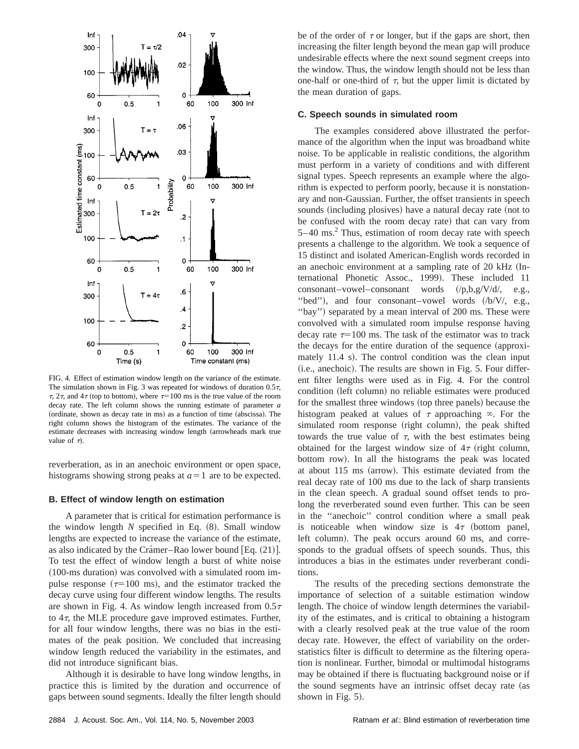FIG. 4. Effect of estimation window length on the variance of the estimate. The simulation shown in Fig. 3 was repeated for windows of duration $0.5\tau$, $\tau$, $2\tau$, and $4\tau$ (top to bottom), where $\tau$=100 ms is the true value of the room decay rate. The left column shows the running estimate of parameter $a$ (ordinate, shown as decay rate in ms) as a function of time (abscissa). The right column shows the histogram of the estimates. The variance of the estimate decreases with increasing window length (arrowheads mark true value of $\tau$).

reverberation, as in an anechoic environment or open space, histograms showing strong peaks at $a=1$ are to be expected.

### B. Effect of window length on estimation

A parameter that is critical for estimation performance is the window length $N$ specified in Eq. (8). Small window lengths are expected to increase the variance of the estimate, as also indicated by the Cramér–Rao lower bound [Eq. (21)]. To test the effect of window length a burst of white noise (100-ms duration) was convolved with a simulated room impulse response ($\tau$=100 ms), and the estimator tracked the decay curve using four different window lengths. The results are shown in Fig. 4. As window length increased from $0.5\tau$ to $4\tau$, the MLE procedure gave improved estimates. Further, for all four window lengths, there was no bias in the estimates of the peak position. We concluded that increasing window length reduced the variability in the estimates, and did not introduce significant bias.

Although it is desirable to have long window lengths, in practice this is limited by the duration and occurrence of gaps between sound segments. Ideally the filter length should be of the order of $\tau$ or longer, but if the gaps are short, then increasing the filter length beyond the mean gap will produce undesirable effects where the next sound segment creeps into the window. Thus, the window length should not be less than one-half or one-third of $\tau$, but the upper limit is dictated by the mean duration of gaps.

### C. Speech sounds in simulated room

The examples considered above illustrated the performance of the algorithm when the input was broadband white noise. To be applicable in realistic conditions, the algorithm must perform in a variety of conditions and with different signal types. Speech represents an example where the algorithm is expected to perform poorly, because it is nonstationary and non-Gaussian. Further, the offset transients in speech sounds (including plosives) have a natural decay rate (not to be confused with the room decay rate) that can vary from 5–40 ms.[2] Thus, estimation of room decay rate with speech presents a challenge to the algorithm. We took a sequence of 15 distinct and isolated American-English words recorded in an anechoic environment at a sampling rate of 20 kHz (International Phonetic Assoc., 1999). These included 11 consonant–vowel–consonant words (/p,b,g/V/d/, e.g., "bed"), and four consonant–vowel words (/b/V/, e.g., "bay") separated by a mean interval of 200 ms. These were convolved with a simulated room impulse response having decay rate $\tau$=100 ms. The task of the estimator was to track the decays for the entire duration of the sequence (approximately 11.4 s). The control condition was the clean input (i.e., anechoic). The results are shown in Fig. 5. Four different filter lengths were used as in Fig. 4. For the control condition (left column) no reliable estimates were produced for the smallest three windows (top three panels) because the histogram peaked at values of $\tau$ approaching $\infty$. For the simulated room response (right column), the peak shifted towards the true value of $\tau$, with the best estimates being obtained for the largest window size of $4\tau$ (right column, bottom row). In all the histograms the peak was located at about 115 ms (arrow). This estimate deviated from the real decay rate of 100 ms due to the lack of sharp transients in the clean speech. A gradual sound offset tends to prolong the reverberated sound even further. This can be seen in the "anechoic" control condition where a small peak is noticeable when window size is $4\tau$ (bottom panel, left column). The peak occurs around 60 ms, and corresponds to the gradual offsets of speech sounds. Thus, this introduces a bias in the estimates under reverberant conditions.

The results of the preceding sections demonstrate the importance of selection of a suitable estimation window length. The choice of window length determines the variability of the estimates, and is critical to obtaining a histogram with a clearly resolved peak at the true value of the room decay rate. However, the effect of variability on the order-statistics filter is difficult to determine as the filtering operation is nonlinear. Further, bimodal or multimodal histograms may be obtained if there is fluctuating background noise or if the sound segments have an intrinsic offset decay rate (as shown in Fig. 5).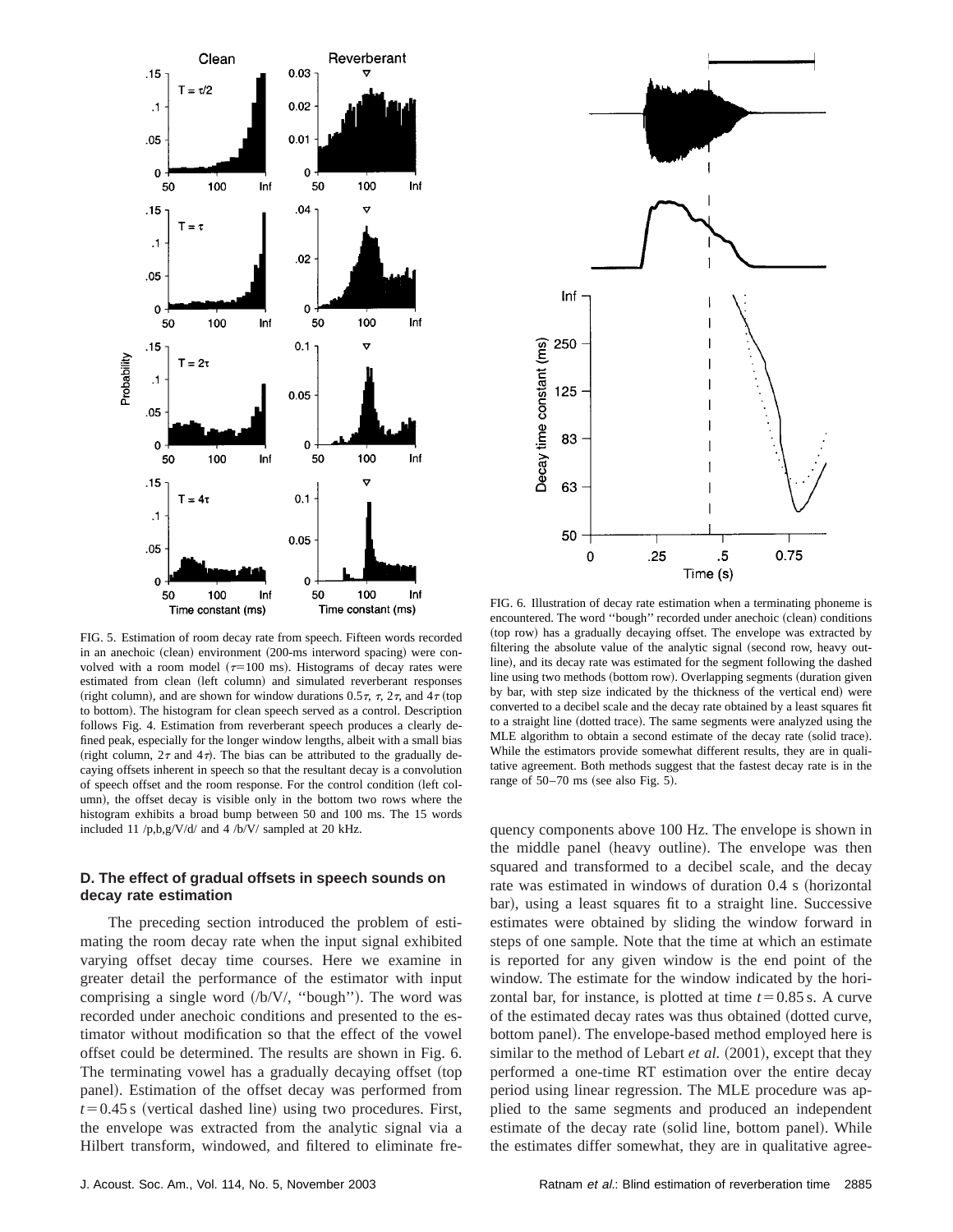FIG. 5. Estimation of room decay rate from speech. Fifteen words recorded in an anechoic (clean) environment (200-ms interword spacing) were convolved with a room model ($\tau$=100 ms). Histograms of decay rates were estimated from clean (left column) and simulated reverberant responses (right column), and are shown for window durations $0.5\tau$, $\tau$, $2\tau$, and $4\tau$ (top to bottom). The histogram for clean speech served as a control. Description follows Fig. 4. Estimation from reverberant speech produces a clearly defined peak, especially for the longer window lengths, albeit with a small bias (right column, $2\tau$ and $4\tau$). The bias can be attributed to the gradually decaying offsets inherent in speech so that the resultant decay is a convolution of speech offset and the room response. For the control condition (left column), the offset decay is visible only in the bottom two rows where the histogram exhibits a broad bump between 50 and 100 ms. The 15 words included 11 /p,b,g/V/d/ and 4 /b/V/ sampled at 20 kHz.

FIG. 6. Illustration of decay rate estimation when a terminating phoneme is encountered. The word "bough" recorded under anechoic (clean) conditions (top row) has a gradually decaying offset. The envelope was extracted by filtering the absolute value of the analytic signal (second row, heavy outline), and its decay rate was estimated for the segment following the dashed line using two methods (bottom row). Overlapping segments (duration given by bar, with step size indicated by the thickness of the vertical end) were converted to a decibel scale and the decay rate obtained by a least squares fit to a straight line (dotted trace). The same segments were analyzed using the MLE algorithm to obtain a second estimate of the decay rate (solid trace). While the estimators provide somewhat different results, they are in qualitative agreement. Both methods suggest that the fastest decay rate is in the range of 50–70 ms (see also Fig. 5).

### D. The effect of gradual offsets in speech sounds on decay rate estimation

The preceding section introduced the problem of estimating the room decay rate when the input signal exhibited varying offset decay time courses. Here we examine in greater detail the performance of the estimator with input comprising a single word (/b/V/, "bough"). The word was recorded under anechoic conditions and presented to the estimator without modification so that the effect of the vowel offset could be determined. The results are shown in Fig. 6. The terminating vowel has a gradually decaying offset (top panel). Estimation of the offset decay was performed from $t=0.45$ s (vertical dashed line) using two procedures. First, the envelope was extracted from the analytic signal via a Hilbert transform, windowed, and filtered to eliminate frequency components above 100 Hz. The envelope is shown in the middle panel (heavy outline). The envelope was then squared and transformed to a decibel scale, and the decay rate was estimated in windows of duration 0.4 s (horizontal bar), using a least squares fit to a straight line. Successive estimates were obtained by sliding the window forward in steps of one sample. Note that the time at which an estimate is reported for any given window is the end point of the window. The estimate for the window indicated by the horizontal bar, for instance, is plotted at time $t=0.85$ s. A curve of the estimated decay rates was thus obtained (dotted curve, bottom panel). The envelope-based method employed here is similar to the method of Lebart *et al.* (2001), except that they performed a one-time RT estimation over the entire decay period using linear regression. The MLE procedure was applied to the same segments and produced an independent estimate of the decay rate (solid line, bottom panel). While the estimates differ somewhat, they are in qualitative agree-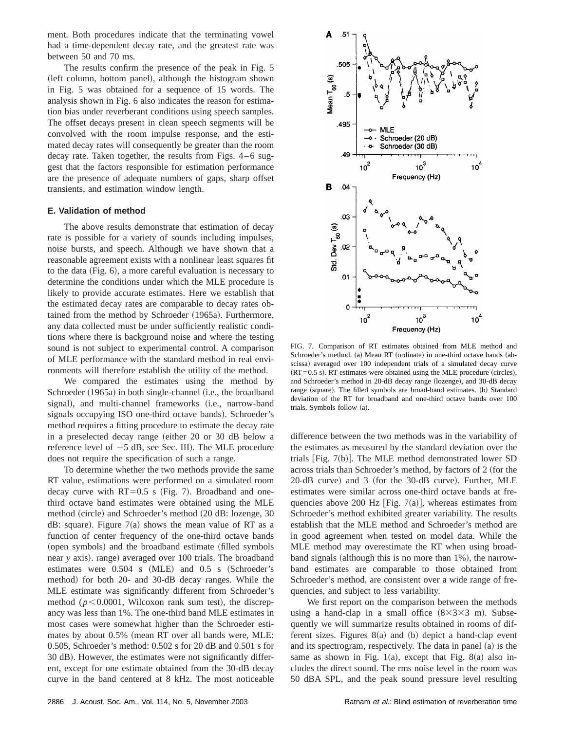ment. Both procedures indicate that the terminating vowel had a time-dependent decay rate, and the greatest rate was between 50 and 70 ms.

The results confirm the presence of the peak in Fig. 5 (left column, bottom panel), although the histogram shown in Fig. 5 was obtained for a sequence of 15 words. The analysis shown in Fig. 6 also indicates the reason for estimation bias under reverberant conditions using speech samples. The offset decays present in clean speech segments will be convolved with the room impulse response, and the estimated decay rates will consequently be greater than the room decay rate. Taken together, the results from Figs. 4–6 suggest that the factors responsible for estimation performance are the presence of adequate numbers of gaps, sharp offset transients, and estimation window length.

### E. Validation of method

The above results demonstrate that estimation of decay rate is possible for a variety of sounds including impulses, noise bursts, and speech. Although we have shown that a reasonable agreement exists with a nonlinear least squares fit to the data (Fig. 6), a more careful evaluation is necessary to determine the conditions under which the MLE procedure is likely to provide accurate estimates. Here we establish that the estimated decay rates are comparable to decay rates obtained from the method by Schroeder (1965a). Furthermore, any data collected must be under sufficiently realistic conditions where there is background noise and where the testing sound is not subject to experimental control. A comparison of MLE performance with the standard method in real environments will therefore establish the utility of the method.

We compared the estimates using the method by Schroeder (1965a) in both single-channel (i.e., the broadband signal), and multi-channel frameworks (i.e., narrow-band signals occupying ISO one-third octave bands). Schroeder's method requires a fitting procedure to estimate the decay rate in a preselected decay range (either 20 or 30 dB below a reference level of −5 dB, see Sec. III). The MLE procedure does not require the specification of such a range.

To determine whether the two methods provide the same RT value, estimations were performed on a simulated room decay curve with RT=0.5 s (Fig. 7). Broadband and one-third octave band estimates were obtained using the MLE method (circle) and Schroeder's method (20 dB: lozenge, 30 dB: square). Figure 7(a) shows the mean value of RT as a function of center frequency of the one-third octave bands (open symbols) and the broadband estimate (filled symbols near *y* axis). range) averaged over 100 trials. The broadband estimates were 0.504 s (MLE) and 0.5 s (Schroeder's method) for both 20- and 30-dB decay ranges. While the MLE estimate was significantly different from Schroeder's method ($p<0.0001$, Wilcoxon rank sum test), the discrepancy was less than 1%. The one-third band MLE estimates in most cases were somewhat higher than the Schroeder estimates by about 0.5% (mean RT over all bands were, MLE: 0.505, Schroeder's method: 0.502 s for 20 dB and 0.501 s for 30 dB). However, the estimates were not significantly different, except for one estimate obtained from the 30-dB decay curve in the band centered at 8 kHz. The most noticeable difference between the two methods was in the variability of the estimates as measured by the standard deviation over the trials [Fig. 7(b)]. The MLE method demonstrated lower SD across trials than Schroeder's method, by factors of 2 (for the 20-dB curve) and 3 (for the 30-dB curve). Further, MLE estimates were similar across one-third octave bands at frequencies above 200 Hz [Fig. 7(a)], whereas estimates from Schroeder's method exhibited greater variability. The results establish that the MLE method and Schroeder's method are in good agreement when tested on model data. While the MLE method may overestimate the RT when using broadband signals (although this is no more than 1%), the narrow-band estimates are comparable to those obtained from Schroeder's method, are consistent over a wide range of frequencies, and subject to less variability.

FIG. 7. Comparison of RT estimates obtained from MLE method and Schroeder's method. (a) Mean RT (ordinate) in one-third octave bands (abscissa) averaged over 100 independent trials of a simulated decay curve (RT=0.5 s). RT estimates were obtained using the MLE procedure (circles), and Schroeder's method in 20-dB decay range (lozenge), and 30-dB decay range (square). The filled symbols are broad-band estimates. (b) Standard deviation of the RT for broadband and one-third octave bands over 100 trials. Symbols follow (a).

We first report on the comparison between the methods using a hand-clap in a small office (8×3×3 m). Subsequently we will summarize results obtained in rooms of different sizes. Figures 8(a) and (b) depict a hand-clap event and its spectrogram, respectively. The data in panel (a) is the same as shown in Fig. 1(a), except that Fig. 8(a) also includes the direct sound. The rms noise level in the room was 50 dBA SPL, and the peak sound pressure level resulting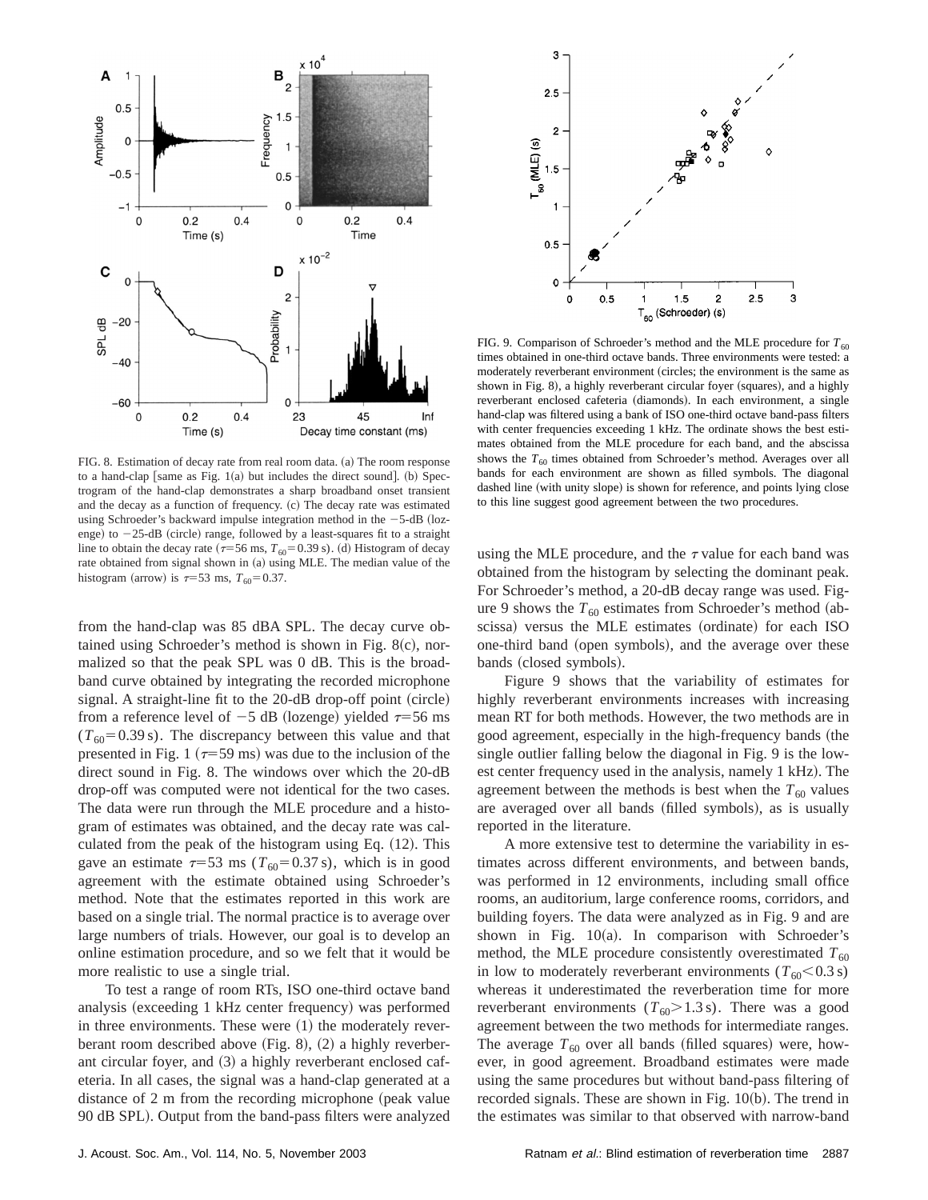FIG. 8. Estimation of decay rate from real room data. (a) The room response to a hand-clap [same as Fig. 1(a) but includes the direct sound]. (b) Spectrogram of the hand-clap demonstrates a sharp broadband onset transient and the decay as a function of frequency. (c) The decay rate was estimated using Schroeder's backward impulse integration method in the −5-dB (lozenge) to −25-dB (circle) range, followed by a least-squares fit to a straight line to obtain the decay rate ($\tau$=56 ms, $T_{60}$=0.39 s). (d) Histogram of decay rate obtained from signal shown in (a) using MLE. The median value of the histogram (arrow) is $\tau$=53 ms, $T_{60}$=0.37.

from the hand-clap was 85 dBA SPL. The decay curve obtained using Schroeder's method is shown in Fig. 8(c), normalized so that the peak SPL was 0 dB. This is the broadband curve obtained by integrating the recorded microphone signal. A straight-line fit to the 20-dB drop-off point (circle) from a reference level of −5 dB (lozenge) yielded $\tau$=56 ms ($T_{60}$=0.39 s). The discrepancy between this value and that presented in Fig. 1 ($\tau$=59 ms) was due to the inclusion of the direct sound in Fig. 8. The windows over which the 20-dB drop-off was computed were not identical for the two cases. The data were run through the MLE procedure and a histogram of estimates was obtained, and the decay rate was calculated from the peak of the histogram using Eq. (12). This gave an estimate $\tau$=53 ms ($T_{60}$=0.37 s), which is in good agreement with the estimate obtained using Schroeder's method. Note that the estimates reported in this work are based on a single trial. The normal practice is to average over large numbers of trials. However, our goal is to develop an online estimation procedure, and so we felt that it would be more realistic to use a single trial.

To test a range of room RTs, ISO one-third octave band analysis (exceeding 1 kHz center frequency) was performed in three environments. These were (1) the moderately reverberant room described above (Fig. 8), (2) a highly reverberant circular foyer, and (3) a highly reverberant enclosed cafeteria. In all cases, the signal was a hand-clap generated at a distance of 2 m from the recording microphone (peak value 90 dB SPL). Output from the band-pass filters were analyzed

FIG. 9. Comparison of Schroeder's method and the MLE procedure for $T_{60}$ times obtained in one-third octave bands. Three environments were tested: a moderately reverberant environment (circles; the environment is the same as shown in Fig. 8), a highly reverberant circular foyer (squares), and a highly reverberant enclosed cafeteria (diamonds). In each environment, a single hand-clap was filtered using a bank of ISO one-third octave band-pass filters with center frequencies exceeding 1 kHz. The ordinate shows the best estimates obtained from the MLE procedure for each band, and the abscissa shows the $T_{60}$ times obtained from Schroeder's method. Averages over all bands for each environment are shown as filled symbols. The diagonal dashed line (with unity slope) is shown for reference, and points lying close to this line suggest good agreement between the two procedures.

using the MLE procedure, and the $\tau$ value for each band was obtained from the histogram by selecting the dominant peak. For Schroeder's method, a 20-dB decay range was used. Figure 9 shows the $T_{60}$ estimates from Schroeder's method (abscissa) versus the MLE estimates (ordinate) for each ISO one-third band (open symbols), and the average over these bands (closed symbols).

Figure 9 shows that the variability of estimates for highly reverberant environments increases with increasing mean RT for both methods. However, the two methods are in good agreement, especially in the high-frequency bands (the single outlier falling below the diagonal in Fig. 9 is the lowest center frequency used in the analysis, namely 1 kHz). The agreement between the methods is best when the $T_{60}$ values are averaged over all bands (filled symbols), as is usually reported in the literature.

A more extensive test to determine the variability in estimates across different environments, and between bands, was performed in 12 environments, including small office rooms, an auditorium, large conference rooms, corridors, and building foyers. The data were analyzed as in Fig. 9 and are shown in Fig. 10(a). In comparison with Schroeder's method, the MLE procedure consistently overestimated $T_{60}$ in low to moderately reverberant environments ($T_{60}$<0.3 s) whereas it underestimated the reverberation time for more reverberant environments ($T_{60}$>1.3 s). There was a good agreement between the two methods for intermediate ranges. The average $T_{60}$ over all bands (filled squares) were, however, in good agreement. Broadband estimates were made using the same procedures but without band-pass filtering of recorded signals. These are shown in Fig. 10(b). The trend in the estimates was similar to that observed with narrow-band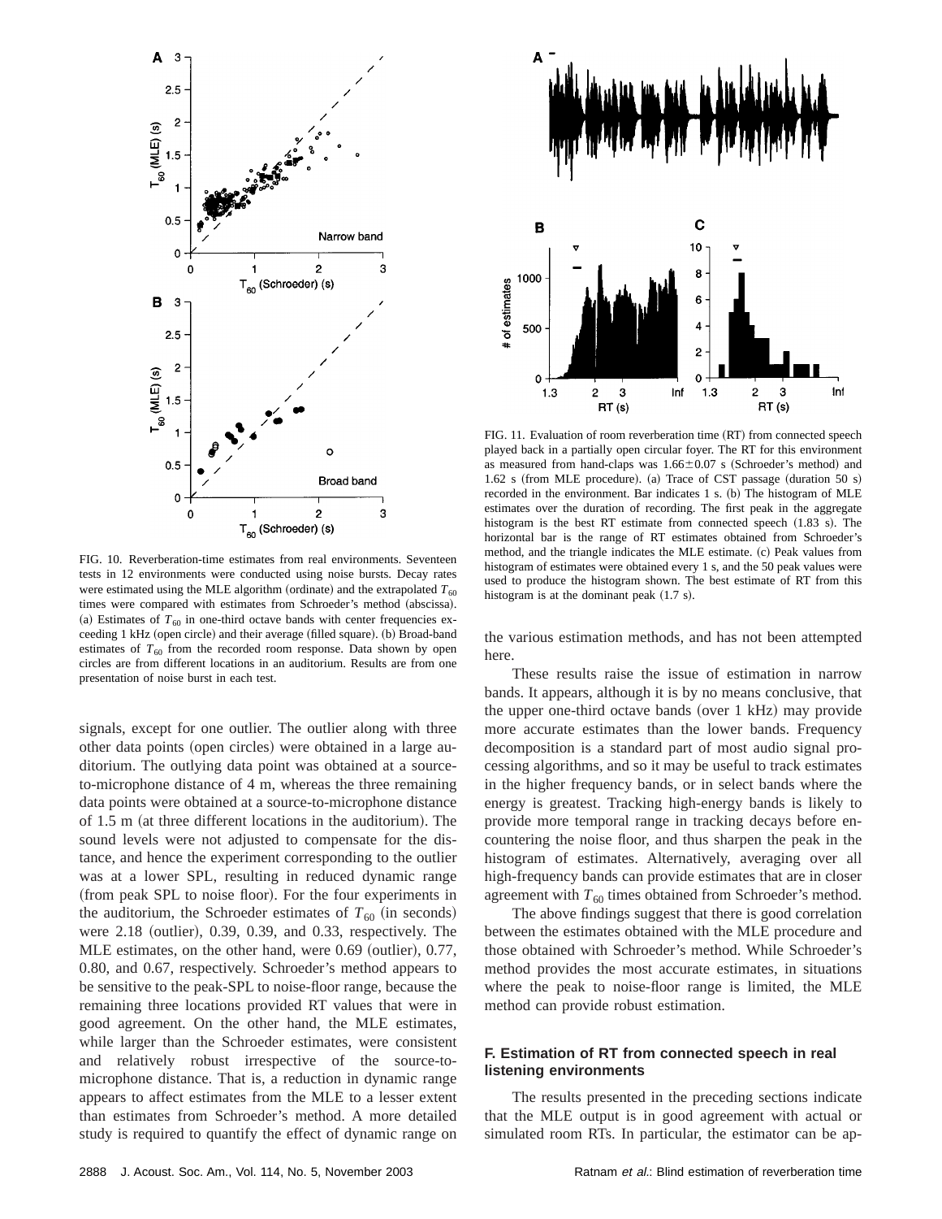FIG. 10. Reverberation-time estimates from real environments. Seventeen tests in 12 environments were conducted using noise bursts. Decay rates were estimated using the MLE algorithm (ordinate) and the extrapolated $T_{60}$ times were compared with estimates from Schroeder's method (abscissa). (a) Estimates of $T_{60}$ in one-third octave bands with center frequencies exceeding 1 kHz (open circle) and their average (filled square). (b) Broad-band estimates of $T_{60}$ from the recorded room response. Data shown by open circles are from different locations in an auditorium. Results are from one presentation of noise burst in each test.

signals, except for one outlier. The outlier along with three other data points (open circles) were obtained in a large auditorium. The outlying data point was obtained at a source-to-microphone distance of 4 m, whereas the three remaining data points were obtained at a source-to-microphone distance of 1.5 m (at three different locations in the auditorium). The sound levels were not adjusted to compensate for the distance, and hence the experiment corresponding to the outlier was at a lower SPL, resulting in reduced dynamic range (from peak SPL to noise floor). For the four experiments in the auditorium, the Schroeder estimates of $T_{60}$ (in seconds) were 2.18 (outlier), 0.39, 0.39, and 0.33, respectively. The MLE estimates, on the other hand, were 0.69 (outlier), 0.77, 0.80, and 0.67, respectively. Schroeder's method appears to be sensitive to the peak-SPL to noise-floor range, because the remaining three locations provided RT values that were in good agreement. On the other hand, the MLE estimates, while larger than the Schroeder estimates, were consistent and relatively robust irrespective of the source-to-microphone distance. That is, a reduction in dynamic range appears to affect estimates from the MLE to a lesser extent than estimates from Schroeder's method. A more detailed study is required to quantify the effect of dynamic range on the various estimation methods, and has not been attempted here.

These results raise the issue of estimation in narrow bands. It appears, although it is by no means conclusive, that the upper one-third octave bands (over 1 kHz) may provide more accurate estimates than the lower bands. Frequency decomposition is a standard part of most audio signal processing algorithms, and so it may be useful to track estimates in the higher frequency bands, or in select bands where the energy is greatest. Tracking high-energy bands is likely to provide more temporal range in tracking decays before encountering the noise floor, and thus sharpen the peak in the histogram of estimates. Alternatively, averaging over all high-frequency bands can provide estimates that are in closer agreement with $T_{60}$ times obtained from Schroeder's method.

The above findings suggest that there is good correlation between the estimates obtained with the MLE procedure and those obtained with Schroeder's method. While Schroeder's method provides the most accurate estimates, in situations where the peak to noise-floor range is limited, the MLE method can provide robust estimation.

FIG. 11. Evaluation of room reverberation time (RT) from connected speech played back in a partially open circular foyer. The RT for this environment as measured from hand-claps was 1.66±0.07 s (Schroeder's method) and 1.62 s (from MLE procedure). (a) Trace of CST passage (duration 50 s) recorded in the environment. Bar indicates 1 s. (b) The histogram of MLE estimates over the duration of recording. The first peak in the aggregate histogram is the best RT estimate from connected speech (1.83 s). The horizontal bar is the range of RT estimates obtained from Schroeder's method, and the triangle indicates the MLE estimate. (c) Peak values from histogram of estimates were obtained every 1 s, and the 50 peak values were used to produce the histogram shown. The best estimate of RT from this histogram is at the dominant peak (1.7 s).

### F. Estimation of RT from connected speech in real listening environments

The results presented in the preceding sections indicate that the MLE output is in good agreement with actual or simulated room RTs. In particular, the estimator can be ap-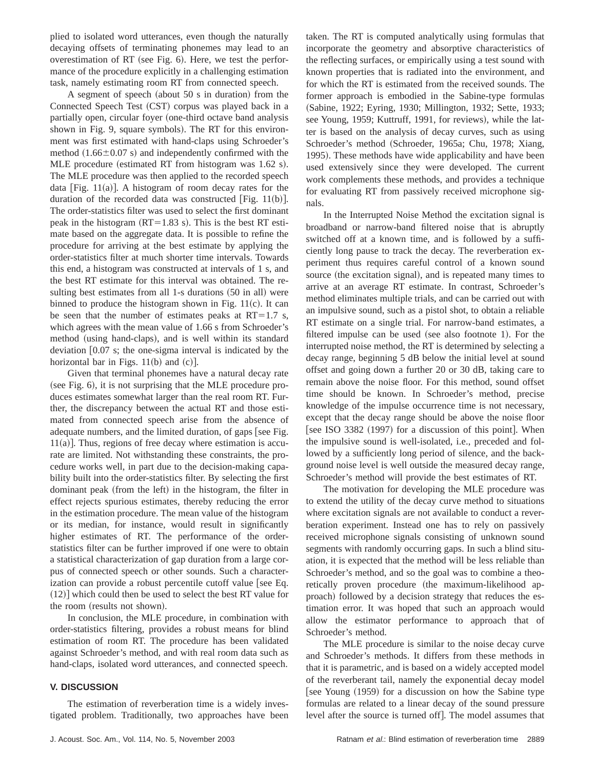plied to isolated word utterances, even though the naturally decaying offsets of terminating phonemes may lead to an overestimation of RT (see Fig. 6). Here, we test the performance of the procedure explicitly in a challenging estimation task, namely estimating room RT from connected speech.

A segment of speech (about 50 s in duration) from the Connected Speech Test (CST) corpus was played back in a partially open, circular foyer (one-third octave band analysis shown in Fig. 9, square symbols). The RT for this environment was first estimated with hand-claps using Schroeder's method ($1.66 \pm 0.07$ s) and independently confirmed with the MLE procedure (estimated RT from histogram was 1.62 s). The MLE procedure was then applied to the recorded speech data [Fig. 11(a)]. A histogram of room decay rates for the duration of the recorded data was constructed [Fig. 11(b)]. The order-statistics filter was used to select the first dominant peak in the histogram (RT=1.83 s). This is the best RT estimate based on the aggregate data. It is possible to refine the procedure for arriving at the best estimate by applying the order-statistics filter at much shorter time intervals. Towards this end, a histogram was constructed at intervals of 1 s, and the best RT estimate for this interval was obtained. The resulting best estimates from all 1-s durations (50 in all) were binned to produce the histogram shown in Fig. 11(c). It can be seen that the number of estimates peaks at RT=1.7 s, which agrees with the mean value of 1.66 s from Schroeder's method (using hand-claps), and is well within its standard deviation [0.07 s; the one-sigma interval is indicated by the horizontal bar in Figs. 11(b) and (c)].

Given that terminal phonemes have a natural decay rate (see Fig. 6), it is not surprising that the MLE procedure produces estimates somewhat larger than the real room RT. Further, the discrepancy between the actual RT and those estimated from connected speech arise from the absence of adequate numbers, and the limited duration, of gaps [see Fig. 11(a)]. Thus, regions of free decay where estimation is accurate are limited. Not withstanding these constraints, the procedure works well, in part due to the decision-making capability built into the order-statistics filter. By selecting the first dominant peak (from the left) in the histogram, the filter in effect rejects spurious estimates, thereby reducing the error in the estimation procedure. The mean value of the histogram or its median, for instance, would result in significantly higher estimates of RT. The performance of the order-statistics filter can be further improved if one were to obtain a statistical characterization of gap duration from a large corpus of connected speech or other sounds. Such a characterization can provide a robust percentile cutoff value [see Eq. (12)] which could then be used to select the best RT value for the room (results not shown).

In conclusion, the MLE procedure, in combination with order-statistics filtering, provides a robust means for blind estimation of room RT. The procedure has been validated against Schroeder's method, and with real room data such as hand-claps, isolated word utterances, and connected speech.

## V. DISCUSSION

The estimation of reverberation time is a widely investigated problem. Traditionally, two approaches have been taken. The RT is computed analytically using formulas that incorporate the geometry and absorptive characteristics of the reflecting surfaces, or empirically using a test sound with known properties that is radiated into the environment, and for which the RT is estimated from the received sounds. The former approach is embodied in the Sabine-type formulas (Sabine, 1922; Eyring, 1930; Millington, 1932; Sette, 1933; see Young, 1959; Kuttruff, 1991, for reviews), while the latter is based on the analysis of decay curves, such as using Schroeder's method (Schroeder, 1965a; Chu, 1978; Xiang, 1995). These methods have wide applicability and have been used extensively since they were developed. The current work complements these methods, and provides a technique for evaluating RT from passively received microphone signals.

In the Interrupted Noise Method the excitation signal is broadband or narrow-band filtered noise that is abruptly switched off at a known time, and is followed by a sufficiently long pause to track the decay. The reverberation experiment thus requires careful control of a known sound source (the excitation signal), and is repeated many times to arrive at an average RT estimate. In contrast, Schroeder's method eliminates multiple trials, and can be carried out with an impulsive sound, such as a pistol shot, to obtain a reliable RT estimate on a single trial. For narrow-band estimates, a filtered impulse can be used (see also footnote 1). For the interrupted noise method, the RT is determined by selecting a decay range, beginning 5 dB below the initial level at sound offset and going down a further 20 or 30 dB, taking care to remain above the noise floor. For this method, sound offset time should be known. In Schroeder's method, precise knowledge of the impulse occurrence time is not necessary, except that the decay range should be above the noise floor [see ISO 3382 (1997) for a discussion of this point]. When the impulsive sound is well-isolated, i.e., preceded and followed by a sufficiently long period of silence, and the background noise level is well outside the measured decay range, Schroeder's method will provide the best estimates of RT.

The motivation for developing the MLE procedure was to extend the utility of the decay curve method to situations where excitation signals are not available to conduct a reverberation experiment. Instead one has to rely on passively received microphone signals consisting of unknown sound segments with randomly occurring gaps. In such a blind situation, it is expected that the method will be less reliable than Schroeder's method, and so the goal was to combine a theoretically proven procedure (the maximum-likelihood approach) followed by a decision strategy that reduces the estimation error. It was hoped that such an approach would allow the estimator performance to approach that of Schroeder's method.

The MLE procedure is similar to the noise decay curve and Schroeder's methods. It differs from these methods in that it is parametric, and is based on a widely accepted model of the reverberant tail, namely the exponential decay model [see Young (1959) for a discussion on how the Sabine type formulas are related to a linear decay of the sound pressure level after the source is turned off]. The model assumes that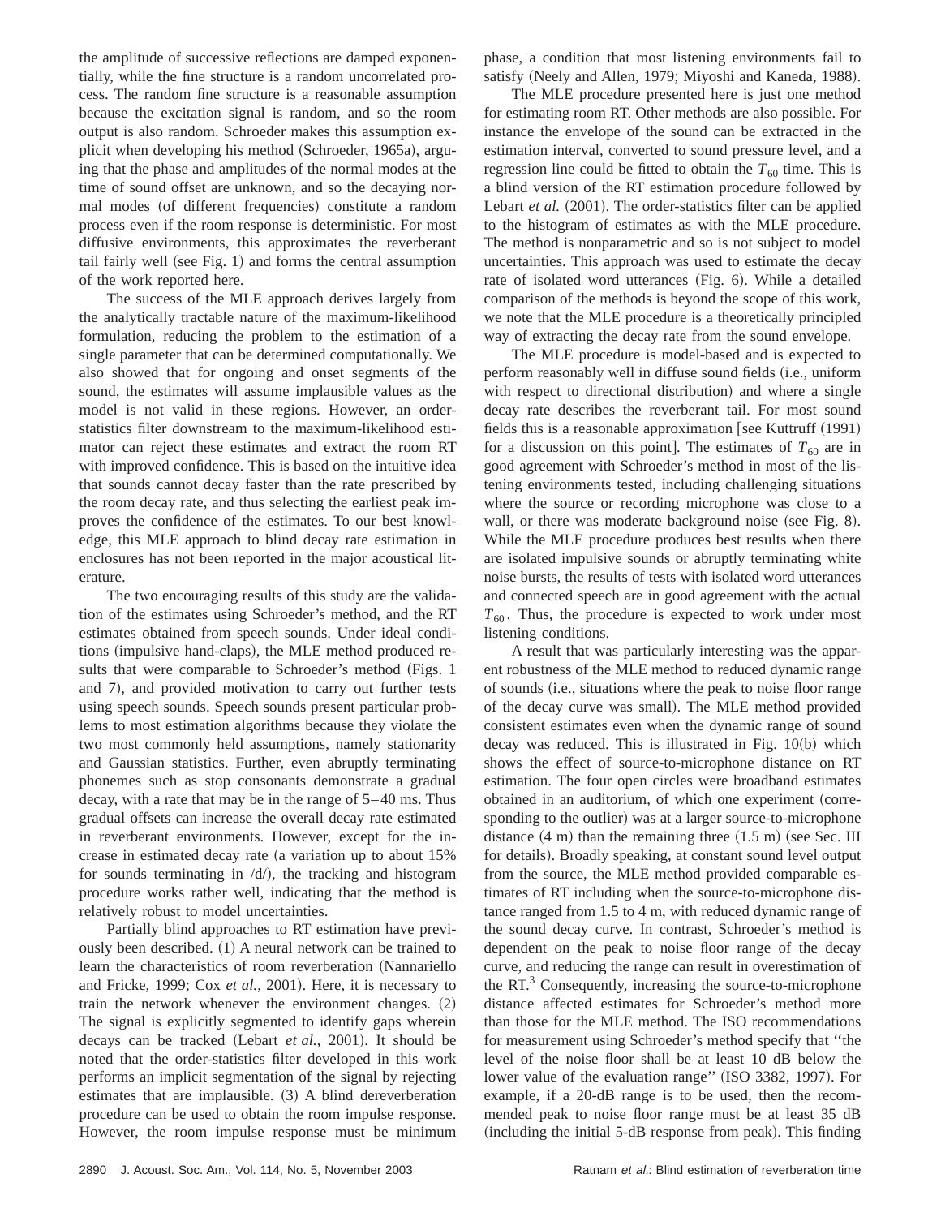the amplitude of successive reflections are damped exponentially, while the fine structure is a random uncorrelated process. The random fine structure is a reasonable assumption because the excitation signal is random, and so the room output is also random. Schroeder makes this assumption explicit when developing his method (Schroeder, 1965a), arguing that the phase and amplitudes of the normal modes at the time of sound offset are unknown, and so the decaying normal modes (of different frequencies) constitute a random process even if the room response is deterministic. For most diffusive environments, this approximates the reverberant tail fairly well (see Fig. 1) and forms the central assumption of the work reported here.

The success of the MLE approach derives largely from the analytically tractable nature of the maximum-likelihood formulation, reducing the problem to the estimation of a single parameter that can be determined computationally. We also showed that for ongoing and onset segments of the sound, the estimates will assume implausible values as the model is not valid in these regions. However, an order-statistics filter downstream to the maximum-likelihood estimator can reject these estimates and extract the room RT with improved confidence. This is based on the intuitive idea that sounds cannot decay faster than the rate prescribed by the room decay rate, and thus selecting the earliest peak improves the confidence of the estimates. To our best knowledge, this MLE approach to blind decay rate estimation in enclosures has not been reported in the major acoustical literature.

The two encouraging results of this study are the validation of the estimates using Schroeder's method, and the RT estimates obtained from speech sounds. Under ideal conditions (impulsive hand-claps), the MLE method produced results that were comparable to Schroeder's method (Figs. 1 and 7), and provided motivation to carry out further tests using speech sounds. Speech sounds present particular problems to most estimation algorithms because they violate the two most commonly held assumptions, namely stationarity and Gaussian statistics. Further, even abruptly terminating phonemes such as stop consonants demonstrate a gradual decay, with a rate that may be in the range of 5–40 ms. Thus gradual offsets can increase the overall decay rate estimated in reverberant environments. However, except for the increase in estimated decay rate (a variation up to about 15% for sounds terminating in /d/), the tracking and histogram procedure works rather well, indicating that the method is relatively robust to model uncertainties.

Partially blind approaches to RT estimation have previously been described. (1) A neural network can be trained to learn the characteristics of room reverberation (Nannariello and Fricke, 1999; Cox *et al.*, 2001). Here, it is necessary to train the network whenever the environment changes. (2) The signal is explicitly segmented to identify gaps wherein decays can be tracked (Lebart *et al.*, 2001). It should be noted that the order-statistics filter developed in this work performs an implicit segmentation of the signal by rejecting estimates that are implausible. (3) A blind dereverberation procedure can be used to obtain the room impulse response. However, the room impulse response must be minimum phase, a condition that most listening environments fail to satisfy (Neely and Allen, 1979; Miyoshi and Kaneda, 1988).

The MLE procedure presented here is just one method for estimating room RT. Other methods are also possible. For instance the envelope of the sound can be extracted in the estimation interval, converted to sound pressure level, and a regression line could be fitted to obtain the $T_{60}$ time. This is a blind version of the RT estimation procedure followed by Lebart *et al.* (2001). The order-statistics filter can be applied to the histogram of estimates as with the MLE procedure. The method is nonparametric and so is not subject to model uncertainties. This approach was used to estimate the decay rate of isolated word utterances (Fig. 6). While a detailed comparison of the methods is beyond the scope of this work, we note that the MLE procedure is a theoretically principled way of extracting the decay rate from the sound envelope.

The MLE procedure is model-based and is expected to perform reasonably well in diffuse sound fields (i.e., uniform with respect to directional distribution) and where a single decay rate describes the reverberant tail. For most sound fields this is a reasonable approximation [see Kuttruff (1991) for a discussion on this point]. The estimates of $T_{60}$ are in good agreement with Schroeder's method in most of the listening environments tested, including challenging situations where the source or recording microphone was close to a wall, or there was moderate background noise (see Fig. 8). While the MLE procedure produces best results when there are isolated impulsive sounds or abruptly terminating white noise bursts, the results of tests with isolated word utterances and connected speech are in good agreement with the actual $T_{60}$. Thus, the procedure is expected to work under most listening conditions.

A result that was particularly interesting was the apparent robustness of the MLE method to reduced dynamic range of sounds (i.e., situations where the peak to noise floor range of the decay curve was small). The MLE method provided consistent estimates even when the dynamic range of sound decay was reduced. This is illustrated in Fig. 10(b) which shows the effect of source-to-microphone distance on RT estimation. The four open circles were broadband estimates obtained in an auditorium, of which one experiment (corresponding to the outlier) was at a larger source-to-microphone distance (4 m) than the remaining three (1.5 m) (see Sec. III for details). Broadly speaking, at constant sound level output from the source, the MLE method provided comparable estimates of RT including when the source-to-microphone distance ranged from 1.5 to 4 m, with reduced dynamic range of the sound decay curve. In contrast, Schroeder's method is dependent on the peak to noise floor range of the decay curve, and reducing the range can result in overestimation of the RT.[3] Consequently, increasing the source-to-microphone distance affected estimates for Schroeder's method more than those for the MLE method. The ISO recommendations for measurement using Schroeder's method specify that "the level of the noise floor shall be at least 10 dB below the lower value of the evaluation range" (ISO 3382, 1997). For example, if a 20-dB range is to be used, then the recommended peak to noise floor range must be at least 35 dB (including the initial 5-dB response from peak). This finding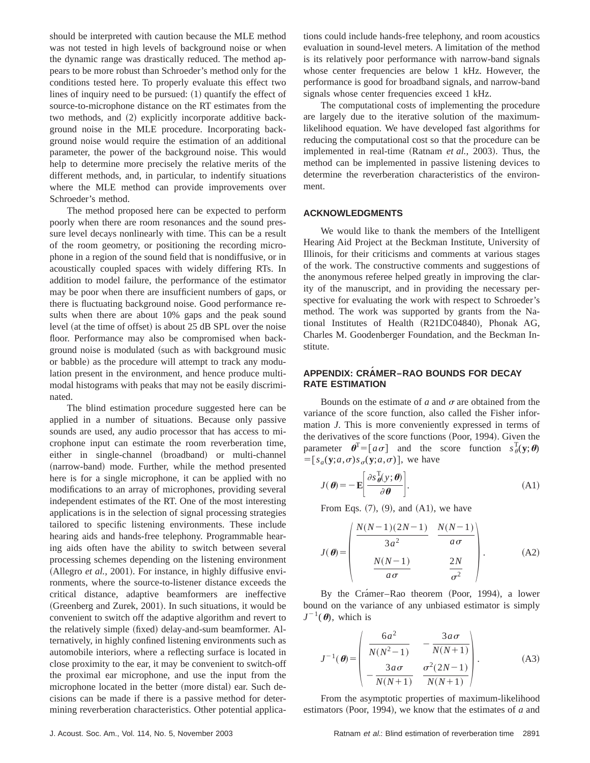should be interpreted with caution because the MLE method was not tested in high levels of background noise or when the dynamic range was drastically reduced. The method appears to be more robust than Schroeder's method only for the conditions tested here. To properly evaluate this effect two lines of inquiry need to be pursued: (1) quantify the effect of source-to-microphone distance on the RT estimates from the two methods, and (2) explicitly incorporate additive background noise in the MLE procedure. Incorporating background noise would require the estimation of an additional parameter, the power of the background noise. This would help to determine more precisely the relative merits of the different methods, and, in particular, to indentify situations where the MLE method can provide improvements over Schroeder's method.

The method proposed here can be expected to perform poorly when there are room resonances and the sound pressure level decays nonlinearly with time. This can be a result of the room geometry, or positioning the recording microphone in a region of the sound field that is nondiffusive, or in acoustically coupled spaces with widely differing RTs. In addition to model failure, the performance of the estimator may be poor when there are insufficient numbers of gaps, or there is fluctuating background noise. Good performance results when there are about 10% gaps and the peak sound level (at the time of offset) is about 25 dB SPL over the noise floor. Performance may also be compromised when background noise is modulated (such as with background music or babble) as the procedure will attempt to track any modulation present in the environment, and hence produce multimodal histograms with peaks that may not be easily discriminated.

The blind estimation procedure suggested here can be applied in a number of situations. Because only passive sounds are used, any audio processor that has access to microphone input can estimate the room reverberation time, either in single-channel (broadband) or multi-channel (narrow-band) mode. Further, while the method presented here is for a single microphone, it can be applied with no modifications to an array of microphones, providing several independent estimates of the RT. One of the most interesting applications is in the selection of signal processing strategies tailored to specific listening environments. These include hearing aids and hands-free telephony. Programmable hearing aids often have the ability to switch between several processing schemes depending on the listening environment (Allegro *et al.*, 2001). For instance, in highly diffusive environments, where the source-to-listener distance exceeds the critical distance, adaptive beamformers are ineffective (Greenberg and Zurek, 2001). In such situations, it would be convenient to switch off the adaptive algorithm and revert to the relatively simple (fixed) delay-and-sum beamformer. Alternatively, in highly confined listening environments such as automobile interiors, where a reflecting surface is located in close proximity to the ear, it may be convenient to switch-off the proximal ear microphone, and use the input from the microphone located in the better (more distal) ear. Such decisions can be made if there is a passive method for determining reverberation characteristics. Other potential applications could include hands-free telephony, and room acoustics evaluation in sound-level meters. A limitation of the method is its relatively poor performance with narrow-band signals whose center frequencies are below 1 kHz. However, the performance is good for broadband signals, and narrow-band signals whose center frequencies exceed 1 kHz.

The computational costs of implementing the procedure are largely due to the iterative solution of the maximum-likelihood equation. We have developed fast algorithms for reducing the computational cost so that the procedure can be implemented in real-time (Ratnam *et al.*, 2003). Thus, the method can be implemented in passive listening devices to determine the reverberation characteristics of the environment.

## ACKNOWLEDGMENTS

We would like to thank the members of the Intelligent Hearing Aid Project at the Beckman Institute, University of Illinois, for their criticisms and comments at various stages of the work. The constructive comments and suggestions of the anonymous referee helped greatly in improving the clarity of the manuscript, and in providing the necessary perspective for evaluating the work with respect to Schroeder's method. The work was supported by grants from the National Institutes of Health (R21DC04840), Phonak AG, Charles M. Goodenberger Foundation, and the Beckman Institute.

## APPENDIX: CRÁMER–RAO BOUNDS FOR DECAY RATE ESTIMATION

Bounds on the estimate of $a$ and $\sigma$ are obtained from the variance of the score function, also called the Fisher information $J$. This is more conveniently expressed in terms of the derivatives of the score functions (Poor, 1994). Given the parameter $\boldsymbol{\theta}^{\mathrm{T}}=[a\sigma]$ and the score function $s_{\boldsymbol{\theta}}^{\mathrm{T}}(\mathbf{y};\boldsymbol{\theta})=[s_a(\mathbf{y};a,\sigma)s_\sigma(\mathbf{y};a,\sigma)]$, we have

$$J(\boldsymbol{\theta})=-\mathbf{E}\left[\frac{\partial s_{\boldsymbol{\theta}}^{\mathrm{T}}(y;\boldsymbol{\theta})}{\partial \boldsymbol{\theta}}\right]. \tag{A1}$$

From Eqs. (7), (9), and (A1), we have

$$J(\boldsymbol{\theta})=\begin{pmatrix} \dfrac{N(N-1)(2N-1)}{3a^2} & \dfrac{N(N-1)}{a\sigma} \\ \dfrac{N(N-1)}{a\sigma} & \dfrac{2N}{\sigma^2} \end{pmatrix}. \tag{A2}$$

By the Crámer–Rao theorem (Poor, 1994), a lower bound on the variance of any unbiased estimator is simply $J^{-1}(\boldsymbol{\theta})$, which is

$$J^{-1}(\boldsymbol{\theta})=\begin{pmatrix} \dfrac{6a^2}{N(N^2-1)} & -\dfrac{3a\sigma}{N(N+1)} \\ -\dfrac{3a\sigma}{N(N+1)} & \dfrac{\sigma^2(2N-1)}{N(N+1)} \end{pmatrix}. \tag{A3}$$

From the asymptotic properties of maximum-likelihood estimators (Poor, 1994), we know that the estimates of $a$ and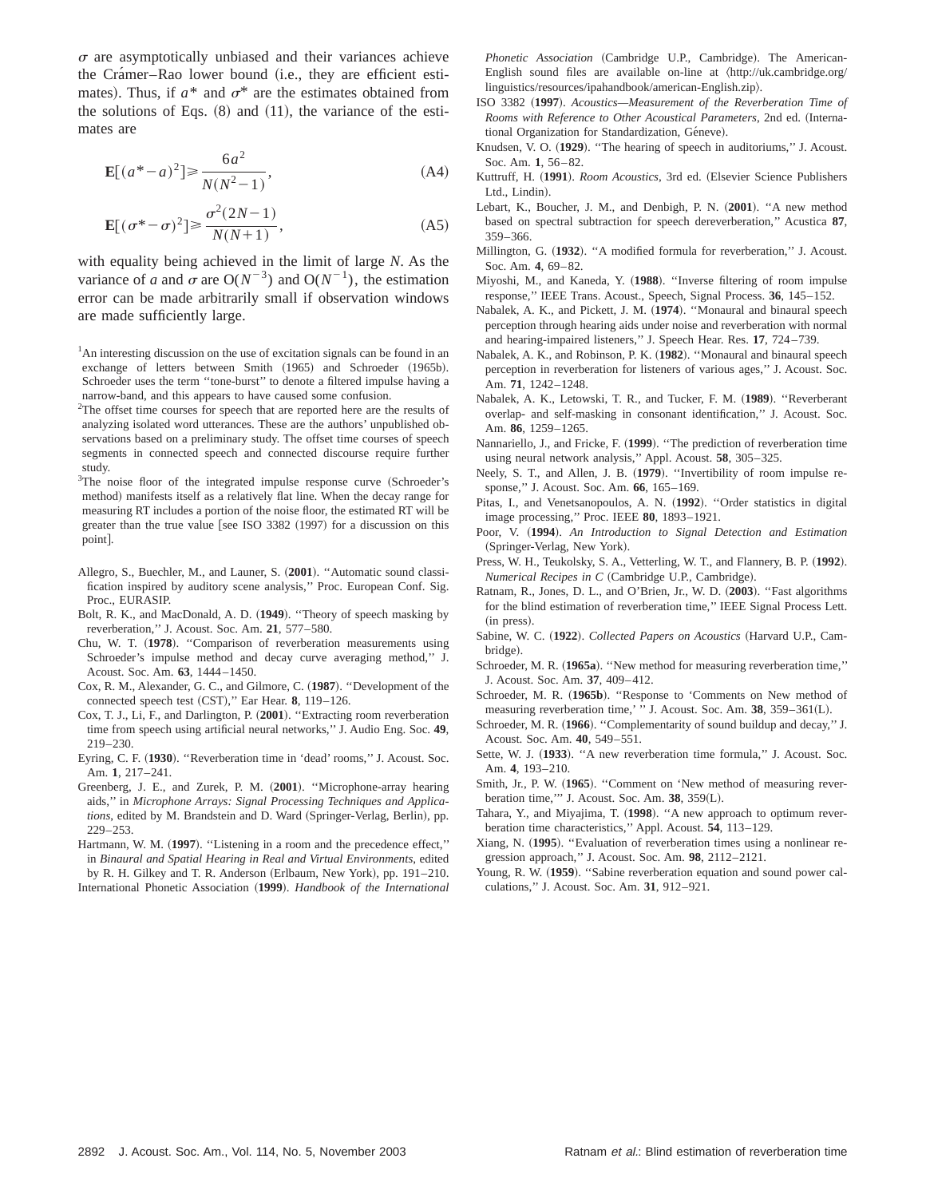$\sigma$ are asymptotically unbiased and their variances achieve the Cramér–Rao lower bound (i.e., they are efficient estimates). Thus, if $a^*$ and $\sigma^*$ are the estimates obtained from the solutions of Eqs. (8) and (11), the variance of the estimates are

$$\mathbf{E}[(a^*-a)^2] \geq \frac{6a^2}{N(N^2-1)}, \tag{A4}$$

$$\mathbf{E}[(\sigma^*-\sigma)^2] \geq \frac{\sigma^2(2N-1)}{N(N+1)}, \tag{A5}$$

with equality being achieved in the limit of large $N$. As the variance of $a$ and $\sigma$ are $O(N^{-3})$ and $O(N^{-1})$, the estimation error can be made arbitrarily small if observation windows are made sufficiently large.

[1]An interesting discussion on the use of excitation signals can be found in an exchange of letters between Smith (1965) and Schroeder (1965b). Schroeder uses the term ''tone-burst'' to denote a filtered impulse having a narrow-band, and this appears to have caused some confusion.

[2]The offset time courses for speech that are reported here are the results of analyzing isolated word utterances. These are the authors' unpublished observations based on a preliminary study. The offset time courses of speech segments in connected speech and connected discourse require further study.

[3]The noise floor of the integrated impulse response curve (Schroeder's method) manifests itself as a relatively flat line. When the decay range for measuring RT includes a portion of the noise floor, the estimated RT will be greater than the true value [see ISO 3382 (1997) for a discussion on this point].

Allegro, S., Buechler, M., and Launer, S. (**2001**). ''Automatic sound classification inspired by auditory scene analysis,'' Proc. European Conf. Sig. Proc., EURASIP.

Bolt, R. K., and MacDonald, A. D. (**1949**). ''Theory of speech masking by reverberation,'' J. Acoust. Soc. Am. **21**, 577–580.

Chu, W. T. (**1978**). ''Comparison of reverberation measurements using Schroeder's impulse method and decay curve averaging method,'' J. Acoust. Soc. Am. **63**, 1444–1450.

Cox, R. M., Alexander, G. C., and Gilmore, C. (**1987**). ''Development of the connected speech test (CST),'' Ear Hear. **8**, 119–126.

Cox, T. J., Li, F., and Darlington, P. (**2001**). ''Extracting room reverberation time from speech using artificial neural networks,'' J. Audio Eng. Soc. **49**, 219–230.

Eyring, C. F. (**1930**). ''Reverberation time in 'dead' rooms,'' J. Acoust. Soc. Am. **1**, 217–241.

Greenberg, J. E., and Zurek, P. M. (**2001**). ''Microphone-array hearing aids,'' in *Microphone Arrays: Signal Processing Techniques and Applications*, edited by M. Brandstein and D. Ward (Springer-Verlag, Berlin), pp. 229–253.

Hartmann, W. M. (**1997**). ''Listening in a room and the precedence effect,'' in *Binaural and Spatial Hearing in Real and Virtual Environments*, edited by R. H. Gilkey and T. R. Anderson (Erlbaum, New York), pp. 191–210.

International Phonetic Association (**1999**). *Handbook of the International Phonetic Association* (Cambridge U.P., Cambridge). The American-English sound files are available on-line at ⟨http://uk.cambridge.org/linguistics/resources/ipahandbook/american-English.zip⟩.

ISO 3382 (**1997**). *Acoustics—Measurement of the Reverberation Time of Rooms with Reference to Other Acoustical Parameters*, 2nd ed. (International Organization for Standardization, Géneve).

Knudsen, V. O. (**1929**). ''The hearing of speech in auditoriums,'' J. Acoust. Soc. Am. **1**, 56–82.

Kuttruff, H. (**1991**). *Room Acoustics*, 3rd ed. (Elsevier Science Publishers Ltd., Lindin).

Lebart, K., Boucher, J. M., and Denbigh, P. N. (**2001**). ''A new method based on spectral subtraction for speech dereverberation,'' Acustica **87**, 359–366.

Millington, G. (**1932**). ''A modified formula for reverberation,'' J. Acoust. Soc. Am. **4**, 69–82.

Miyoshi, M., and Kaneda, Y. (**1988**). ''Inverse filtering of room impulse response,'' IEEE Trans. Acoust., Speech, Signal Process. **36**, 145–152.

Nabalek, A. K., and Pickett, J. M. (**1974**). ''Monaural and binaural speech perception through hearing aids under noise and reverberation with normal and hearing-impaired listeners,'' J. Speech Hear. Res. **17**, 724–739.

Nabalek, A. K., and Robinson, P. K. (**1982**). ''Monaural and binaural speech perception in reverberation for listeners of various ages,'' J. Acoust. Soc. Am. **71**, 1242–1248.

Nabalek, A. K., Letowski, T. R., and Tucker, F. M. (**1989**). ''Reverberant overlap- and self-masking in consonant identification,'' J. Acoust. Soc. Am. **86**, 1259–1265.

Nannariello, J., and Fricke, F. (**1999**). ''The prediction of reverberation time using neural network analysis,'' Appl. Acoust. **58**, 305–325.

Neely, S. T., and Allen, J. B. (**1979**). ''Invertibility of room impulse response,'' J. Acoust. Soc. Am. **66**, 165–169.

Pitas, I., and Venetsanopoulos, A. N. (**1992**). ''Order statistics in digital image processing,'' Proc. IEEE **80**, 1893–1921.

Poor, V. (**1994**). *An Introduction to Signal Detection and Estimation* (Springer-Verlag, New York).

Press, W. H., Teukolsky, S. A., Vetterling, W. T., and Flannery, B. P. (**1992**). *Numerical Recipes in C* (Cambridge U.P., Cambridge).

Ratnam, R., Jones, D. L., and O'Brien, Jr., W. D. (**2003**). ''Fast algorithms for the blind estimation of reverberation time,'' IEEE Signal Process Lett. (in press).

Sabine, W. C. (**1922**). *Collected Papers on Acoustics* (Harvard U.P., Cambridge).

Schroeder, M. R. (**1965a**). ''New method for measuring reverberation time,'' J. Acoust. Soc. Am. **37**, 409–412.

Schroeder, M. R. (**1965b**). ''Response to 'Comments on New method of measuring reverberation time,' '' J. Acoust. Soc. Am. **38**, 359–361(L).

Schroeder, M. R. (**1966**). ''Complementarity of sound buildup and decay,'' J. Acoust. Soc. Am. **40**, 549–551.

Sette, W. J. (**1933**). ''A new reverberation time formula,'' J. Acoust. Soc. Am. **4**, 193–210.

Smith, Jr., P. W. (**1965**). ''Comment on 'New method of measuring reverberation time,''' J. Acoust. Soc. Am. **38**, 359(L).

Tahara, Y., and Miyajima, T. (**1998**). ''A new approach to optimum reverberation time characteristics,'' Appl. Acoust. **54**, 113–129.

Xiang, N. (**1995**). ''Evaluation of reverberation times using a nonlinear regression approach,'' J. Acoust. Soc. Am. **98**, 2112–2121.

Young, R. W. (**1959**). ''Sabine reverberation equation and sound power calculations,'' J. Acoust. Soc. Am. **31**, 912–921.